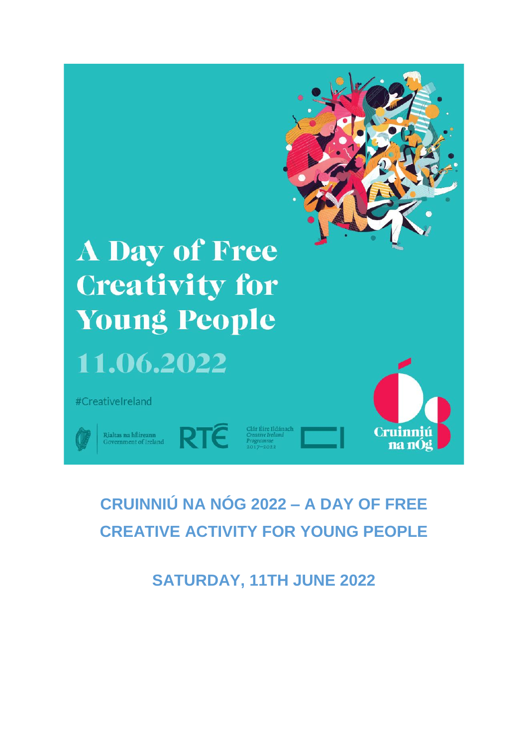A Day of Free Creativity for Young People

11.06.2022

#CreativeIreland

Rialtas na hÉireann
Government of Ireland

RTÉ

Clár Éire Ildánach
Creative Ireland
Programme
2017–2022

Cruinniú na nÓg

# CRUINNIÚ NA NÓG 2022 – A DAY OF FREE CREATIVE ACTIVITY FOR YOUNG PEOPLE

## SATURDAY, 11TH JUNE 2022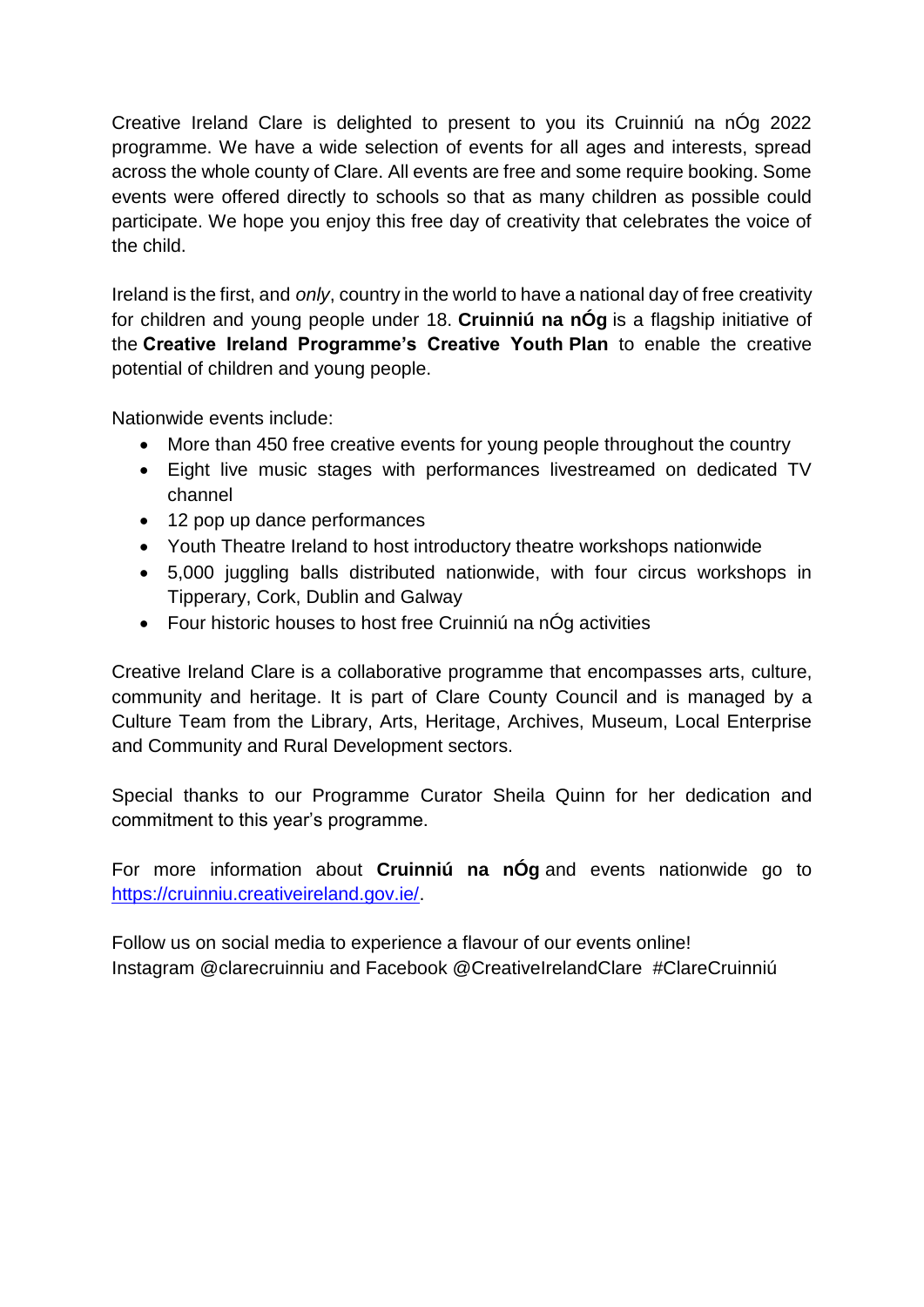Creative Ireland Clare is delighted to present to you its Cruinniú na nÓg 2022 programme. We have a wide selection of events for all ages and interests, spread across the whole county of Clare. All events are free and some require booking. Some events were offered directly to schools so that as many children as possible could participate. We hope you enjoy this free day of creativity that celebrates the voice of the child.

Ireland is the first, and *only*, country in the world to have a national day of free creativity for children and young people under 18. **Cruinniú na nÓg** is a flagship initiative of the **Creative Ireland Programme's Creative Youth Plan** to enable the creative potential of children and young people.

Nationwide events include:

- More than 450 free creative events for young people throughout the country
- Eight live music stages with performances livestreamed on dedicated TV channel
- 12 pop up dance performances
- Youth Theatre Ireland to host introductory theatre workshops nationwide
- 5,000 juggling balls distributed nationwide, with four circus workshops in Tipperary, Cork, Dublin and Galway
- Four historic houses to host free Cruinniú na nÓg activities

Creative Ireland Clare is a collaborative programme that encompasses arts, culture, community and heritage. It is part of Clare County Council and is managed by a Culture Team from the Library, Arts, Heritage, Archives, Museum, Local Enterprise and Community and Rural Development sectors.

Special thanks to our Programme Curator Sheila Quinn for her dedication and commitment to this year's programme.

For more information about **Cruinniú na nÓg** and events nationwide go to [https://cruinniu.creativeireland.gov.ie/](https://cruinniu.creativeireland.gov.ie/).

Follow us on social media to experience a flavour of our events online!
Instagram @clarecruinniu and Facebook @CreativeIrelandClare #ClareCruinniú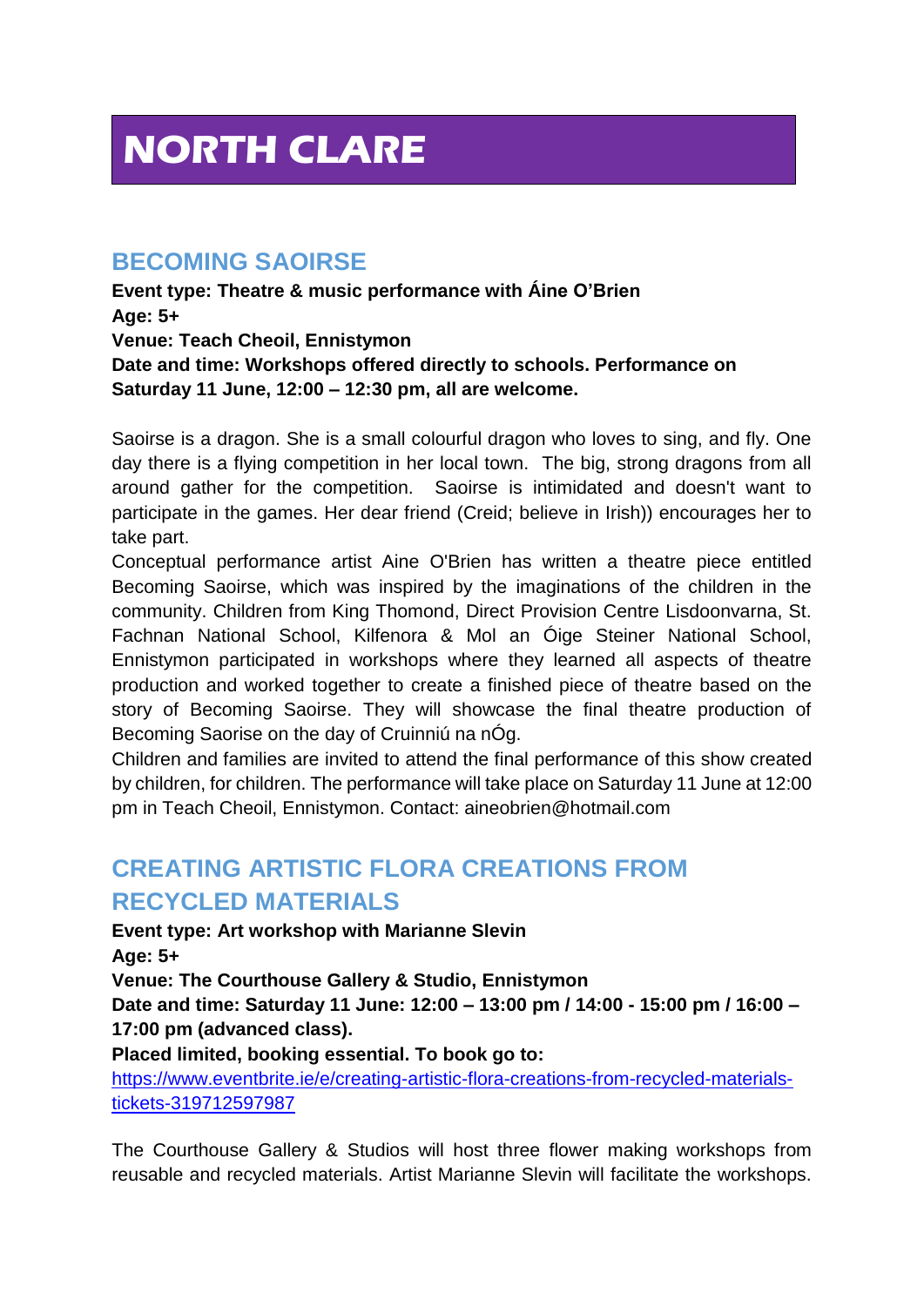# NORTH CLARE

## BECOMING SAOIRSE

**Event type: Theatre & music performance with Áine O'Brien**
**Age: 5+**
**Venue: Teach Cheoil, Ennistymon**
**Date and time: Workshops offered directly to schools. Performance on Saturday 11 June, 12:00 – 12:30 pm, all are welcome.**

Saoirse is a dragon. She is a small colourful dragon who loves to sing, and fly. One day there is a flying competition in her local town. The big, strong dragons from all around gather for the competition. Saoirse is intimidated and doesn't want to participate in the games. Her dear friend (Creid; believe in Irish)) encourages her to take part.
Conceptual performance artist Aine O'Brien has written a theatre piece entitled Becoming Saoirse, which was inspired by the imaginations of the children in the community. Children from King Thomond, Direct Provision Centre Lisdoonvarna, St. Fachnan National School, Kilfenora & Mol an Óige Steiner National School, Ennistymon participated in workshops where they learned all aspects of theatre production and worked together to create a finished piece of theatre based on the story of Becoming Saoirse. They will showcase the final theatre production of Becoming Saorise on the day of Cruinniú na nÓg.
Children and families are invited to attend the final performance of this show created by children, for children. The performance will take place on Saturday 11 June at 12:00 pm in Teach Cheoil, Ennistymon. Contact: aineobrien@hotmail.com

## CREATING ARTISTIC FLORA CREATIONS FROM RECYCLED MATERIALS

**Event type: Art workshop with Marianne Slevin**
**Age: 5+**
**Venue: The Courthouse Gallery & Studio, Ennistymon**
**Date and time: Saturday 11 June: 12:00 – 13:00 pm / 14:00 - 15:00 pm / 16:00 – 17:00 pm (advanced class).**
**Placed limited, booking essential. To book go to:**
https://www.eventbrite.ie/e/creating-artistic-flora-creations-from-recycled-materials-tickets-319712597987

The Courthouse Gallery & Studios will host three flower making workshops from reusable and recycled materials. Artist Marianne Slevin will facilitate the workshops.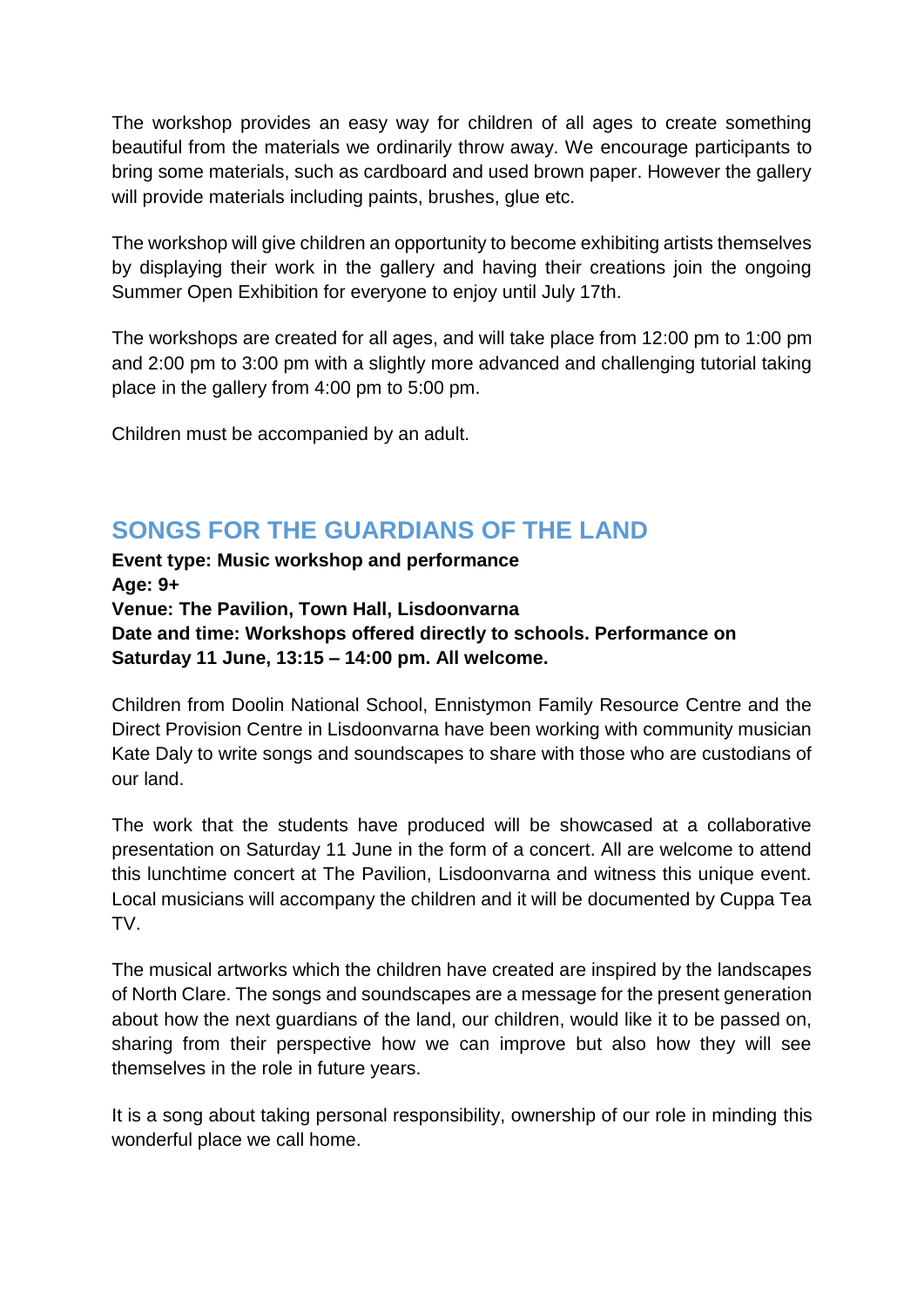The workshop provides an easy way for children of all ages to create something beautiful from the materials we ordinarily throw away. We encourage participants to bring some materials, such as cardboard and used brown paper. However the gallery will provide materials including paints, brushes, glue etc.

The workshop will give children an opportunity to become exhibiting artists themselves by displaying their work in the gallery and having their creations join the ongoing Summer Open Exhibition for everyone to enjoy until July 17th.

The workshops are created for all ages, and will take place from 12:00 pm to 1:00 pm and 2:00 pm to 3:00 pm with a slightly more advanced and challenging tutorial taking place in the gallery from 4:00 pm to 5:00 pm.

Children must be accompanied by an adult.

## SONGS FOR THE GUARDIANS OF THE LAND

**Event type: Music workshop and performance**
**Age: 9+**
**Venue: The Pavilion, Town Hall, Lisdoonvarna**
**Date and time: Workshops offered directly to schools. Performance on Saturday 11 June, 13:15 – 14:00 pm. All welcome.**

Children from Doolin National School, Ennistymon Family Resource Centre and the Direct Provision Centre in Lisdoonvarna have been working with community musician Kate Daly to write songs and soundscapes to share with those who are custodians of our land.

The work that the students have produced will be showcased at a collaborative presentation on Saturday 11 June in the form of a concert. All are welcome to attend this lunchtime concert at The Pavilion, Lisdoonvarna and witness this unique event. Local musicians will accompany the children and it will be documented by Cuppa Tea TV.

The musical artworks which the children have created are inspired by the landscapes of North Clare. The songs and soundscapes are a message for the present generation about how the next guardians of the land, our children, would like it to be passed on, sharing from their perspective how we can improve but also how they will see themselves in the role in future years.

It is a song about taking personal responsibility, ownership of our role in minding this wonderful place we call home.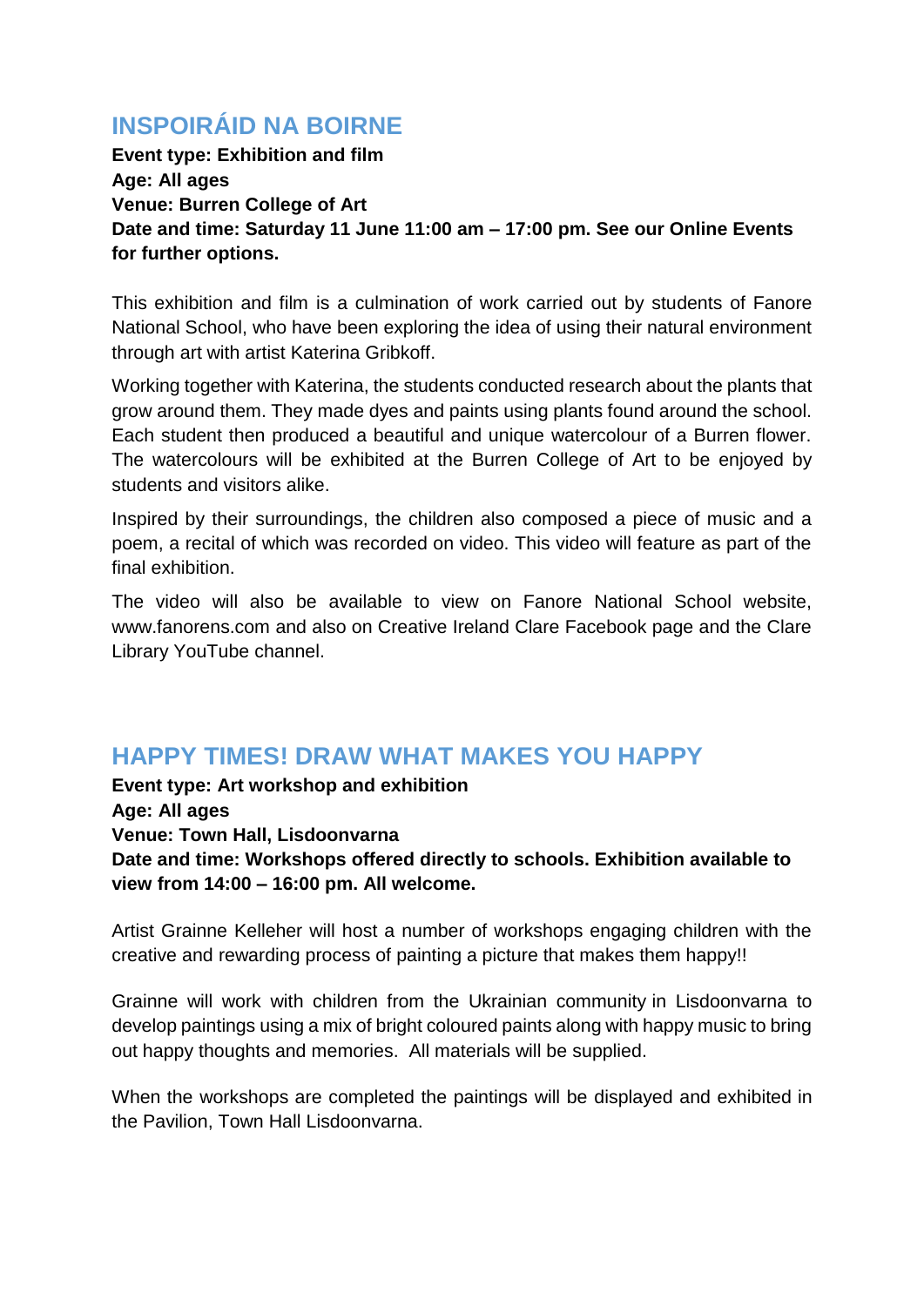## INSPOIRÁID NA BOIRNE

**Event type: Exhibition and film**
**Age: All ages**
**Venue: Burren College of Art**
**Date and time: Saturday 11 June 11:00 am – 17:00 pm. See our Online Events for further options.**

This exhibition and film is a culmination of work carried out by students of Fanore National School, who have been exploring the idea of using their natural environment through art with artist Katerina Gribkoff.

Working together with Katerina, the students conducted research about the plants that grow around them. They made dyes and paints using plants found around the school. Each student then produced a beautiful and unique watercolour of a Burren flower. The watercolours will be exhibited at the Burren College of Art to be enjoyed by students and visitors alike.

Inspired by their surroundings, the children also composed a piece of music and a poem, a recital of which was recorded on video. This video will feature as part of the final exhibition.

The video will also be available to view on Fanore National School website, www.fanorens.com and also on Creative Ireland Clare Facebook page and the Clare Library YouTube channel.

## HAPPY TIMES! DRAW WHAT MAKES YOU HAPPY

**Event type: Art workshop and exhibition**
**Age: All ages**
**Venue: Town Hall, Lisdoonvarna**
**Date and time: Workshops offered directly to schools. Exhibition available to view from 14:00 – 16:00 pm. All welcome.**

Artist Grainne Kelleher will host a number of workshops engaging children with the creative and rewarding process of painting a picture that makes them happy!!

Grainne will work with children from the Ukrainian community in Lisdoonvarna to develop paintings using a mix of bright coloured paints along with happy music to bring out happy thoughts and memories. All materials will be supplied.

When the workshops are completed the paintings will be displayed and exhibited in the Pavilion, Town Hall Lisdoonvarna.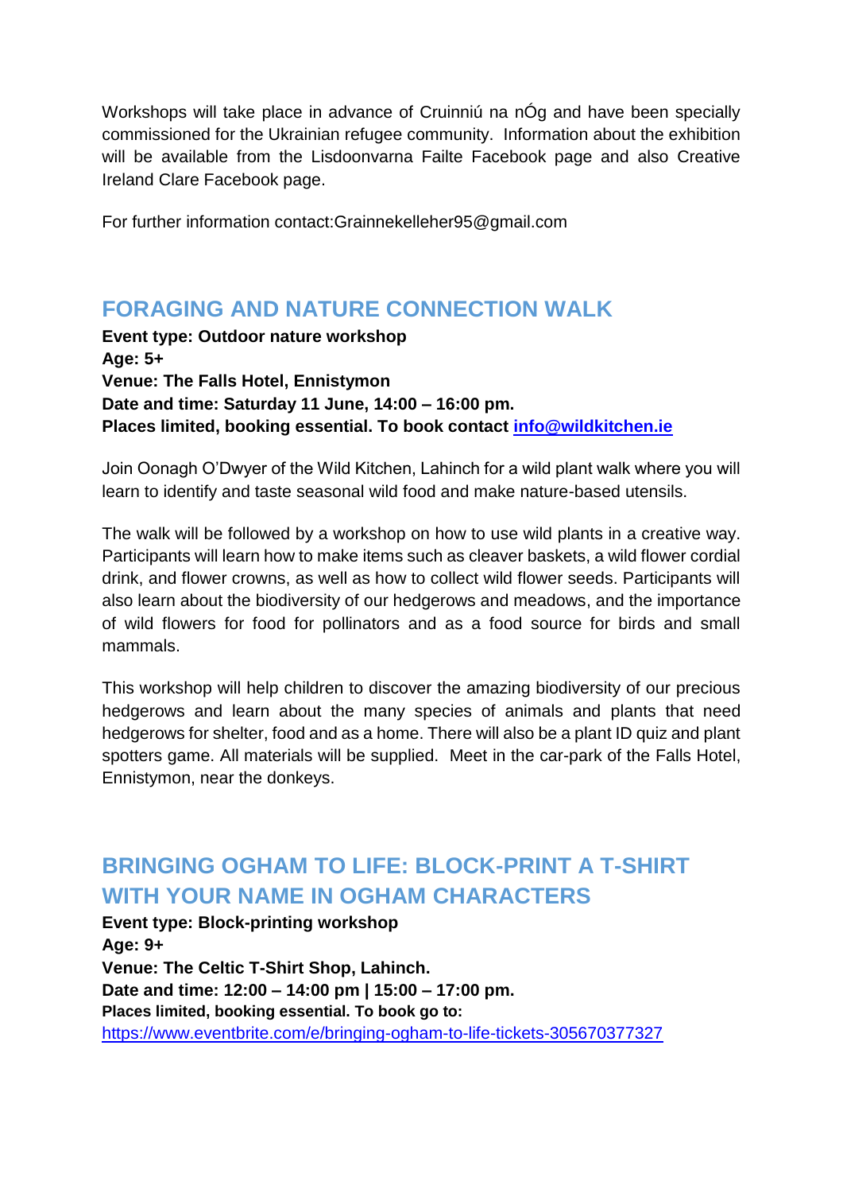Workshops will take place in advance of Cruinniú na nÓg and have been specially commissioned for the Ukrainian refugee community. Information about the exhibition will be available from the Lisdoonvarna Failte Facebook page and also Creative Ireland Clare Facebook page.

For further information contact:Grainnekelleher95@gmail.com

## FORAGING AND NATURE CONNECTION WALK

**Event type: Outdoor nature workshop**
**Age: 5+**
**Venue: The Falls Hotel, Ennistymon**
**Date and time: Saturday 11 June, 14:00 – 16:00 pm.**
**Places limited, booking essential. To book contact info@wildkitchen.ie**

Join Oonagh O'Dwyer of the Wild Kitchen, Lahinch for a wild plant walk where you will learn to identify and taste seasonal wild food and make nature-based utensils.

The walk will be followed by a workshop on how to use wild plants in a creative way. Participants will learn how to make items such as cleaver baskets, a wild flower cordial drink, and flower crowns, as well as how to collect wild flower seeds. Participants will also learn about the biodiversity of our hedgerows and meadows, and the importance of wild flowers for food for pollinators and as a food source for birds and small mammals.

This workshop will help children to discover the amazing biodiversity of our precious hedgerows and learn about the many species of animals and plants that need hedgerows for shelter, food and as a home. There will also be a plant ID quiz and plant spotters game. All materials will be supplied. Meet in the car-park of the Falls Hotel, Ennistymon, near the donkeys.

## BRINGING OGHAM TO LIFE: BLOCK-PRINT A T-SHIRT WITH YOUR NAME IN OGHAM CHARACTERS

**Event type: Block-printing workshop**
**Age: 9+**
**Venue: The Celtic T-Shirt Shop, Lahinch.**
**Date and time: 12:00 – 14:00 pm | 15:00 – 17:00 pm.**
**Places limited, booking essential. To book go to:**
https://www.eventbrite.com/e/bringing-ogham-to-life-tickets-305670377327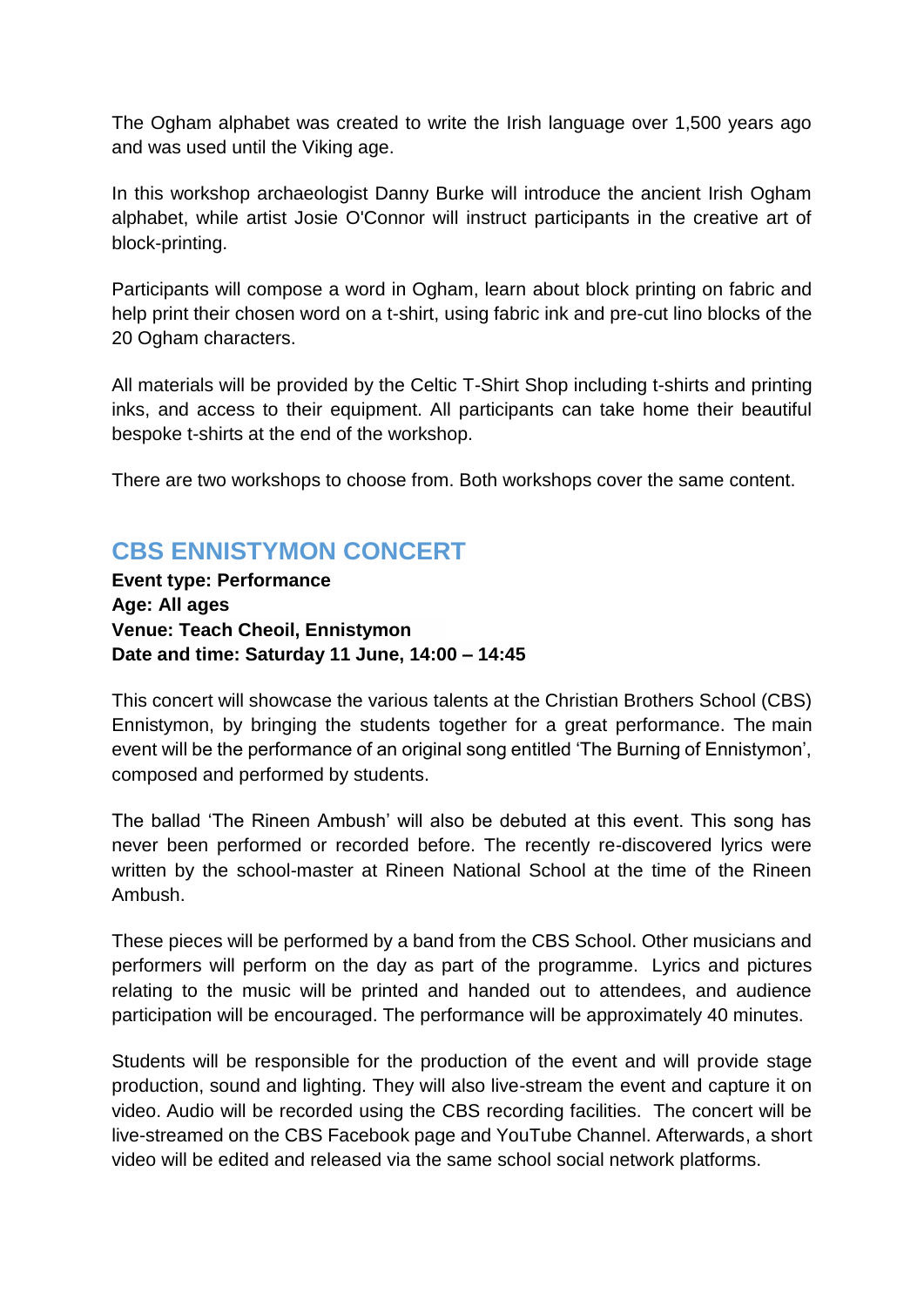The Ogham alphabet was created to write the Irish language over 1,500 years ago and was used until the Viking age.

In this workshop archaeologist Danny Burke will introduce the ancient Irish Ogham alphabet, while artist Josie O'Connor will instruct participants in the creative art of block-printing.

Participants will compose a word in Ogham, learn about block printing on fabric and help print their chosen word on a t-shirt, using fabric ink and pre-cut lino blocks of the 20 Ogham characters.

All materials will be provided by the Celtic T-Shirt Shop including t-shirts and printing inks, and access to their equipment. All participants can take home their beautiful bespoke t-shirts at the end of the workshop.

There are two workshops to choose from. Both workshops cover the same content.

## CBS ENNISTYMON CONCERT

**Event type: Performance**
**Age: All ages**
**Venue: Teach Cheoil, Ennistymon**
**Date and time: Saturday 11 June, 14:00 – 14:45**

This concert will showcase the various talents at the Christian Brothers School (CBS) Ennistymon, by bringing the students together for a great performance. The main event will be the performance of an original song entitled 'The Burning of Ennistymon', composed and performed by students.

The ballad 'The Rineen Ambush' will also be debuted at this event. This song has never been performed or recorded before. The recently re-discovered lyrics were written by the school-master at Rineen National School at the time of the Rineen Ambush.

These pieces will be performed by a band from the CBS School. Other musicians and performers will perform on the day as part of the programme. Lyrics and pictures relating to the music will be printed and handed out to attendees, and audience participation will be encouraged. The performance will be approximately 40 minutes.

Students will be responsible for the production of the event and will provide stage production, sound and lighting. They will also live-stream the event and capture it on video. Audio will be recorded using the CBS recording facilities. The concert will be live-streamed on the CBS Facebook page and YouTube Channel. Afterwards, a short video will be edited and released via the same school social network platforms.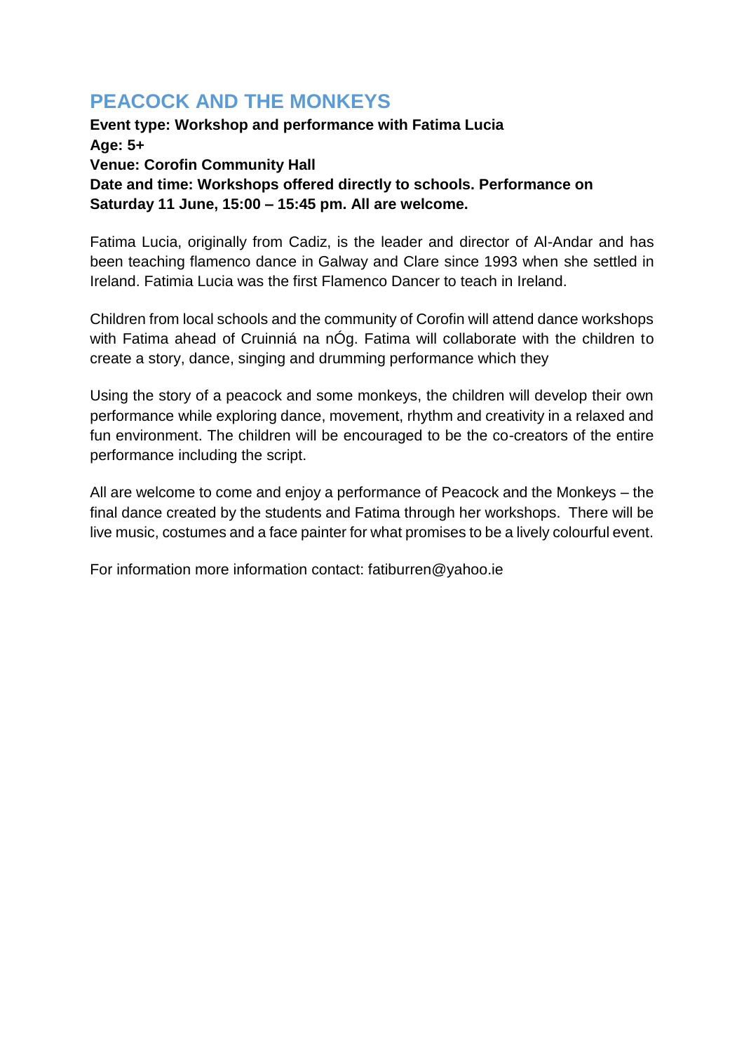## PEACOCK AND THE MONKEYS

**Event type: Workshop and performance with Fatima Lucia**
**Age: 5+**
**Venue: Corofin Community Hall**
**Date and time: Workshops offered directly to schools. Performance on Saturday 11 June, 15:00 – 15:45 pm. All are welcome.**

Fatima Lucia, originally from Cadiz, is the leader and director of Al-Andar and has been teaching flamenco dance in Galway and Clare since 1993 when she settled in Ireland. Fatimia Lucia was the first Flamenco Dancer to teach in Ireland.

Children from local schools and the community of Corofin will attend dance workshops with Fatima ahead of Cruinniá na nÓg. Fatima will collaborate with the children to create a story, dance, singing and drumming performance which they

Using the story of a peacock and some monkeys, the children will develop their own performance while exploring dance, movement, rhythm and creativity in a relaxed and fun environment. The children will be encouraged to be the co-creators of the entire performance including the script.

All are welcome to come and enjoy a performance of Peacock and the Monkeys – the final dance created by the students and Fatima through her workshops. There will be live music, costumes and a face painter for what promises to be a lively colourful event.

For information more information contact: fatiburren@yahoo.ie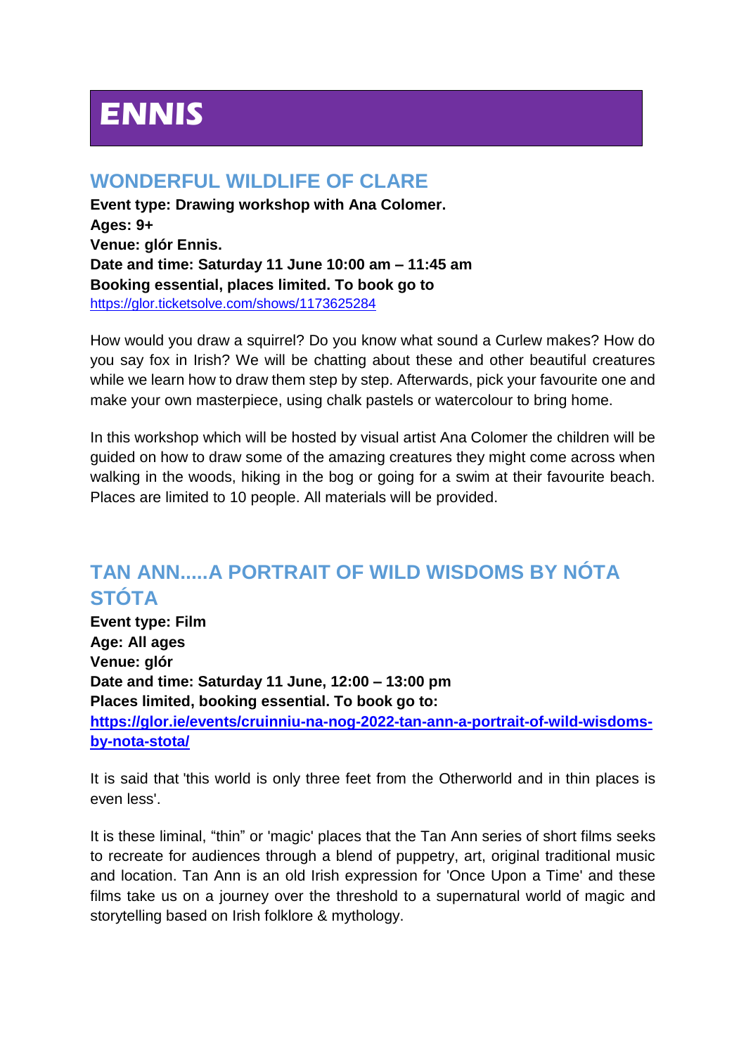# ENNIS

## WONDERFUL WILDLIFE OF CLARE

**Event type: Drawing workshop with Ana Colomer.**
**Ages: 9+**
**Venue: glór Ennis.**
**Date and time: Saturday 11 June 10:00 am – 11:45 am**
**Booking essential, places limited. To book go to**
https://glor.ticketsolve.com/shows/1173625284

How would you draw a squirrel? Do you know what sound a Curlew makes? How do you say fox in Irish? We will be chatting about these and other beautiful creatures while we learn how to draw them step by step. Afterwards, pick your favourite one and make your own masterpiece, using chalk pastels or watercolour to bring home.

In this workshop which will be hosted by visual artist Ana Colomer the children will be guided on how to draw some of the amazing creatures they might come across when walking in the woods, hiking in the bog or going for a swim at their favourite beach. Places are limited to 10 people. All materials will be provided.

## TAN ANN.....A PORTRAIT OF WILD WISDOMS BY NÓTA STÓTA

**Event type: Film**
**Age: All ages**
**Venue: glór**
**Date and time: Saturday 11 June, 12:00 – 13:00 pm**
**Places limited, booking essential. To book go to:**
**https://glor.ie/events/cruinniu-na-nog-2022-tan-ann-a-portrait-of-wild-wisdoms-by-nota-stota/**

It is said that 'this world is only three feet from the Otherworld and in thin places is even less'.

It is these liminal, “thin” or 'magic' places that the Tan Ann series of short films seeks to recreate for audiences through a blend of puppetry, art, original traditional music and location. Tan Ann is an old Irish expression for 'Once Upon a Time' and these films take us on a journey over the threshold to a supernatural world of magic and storytelling based on Irish folklore & mythology.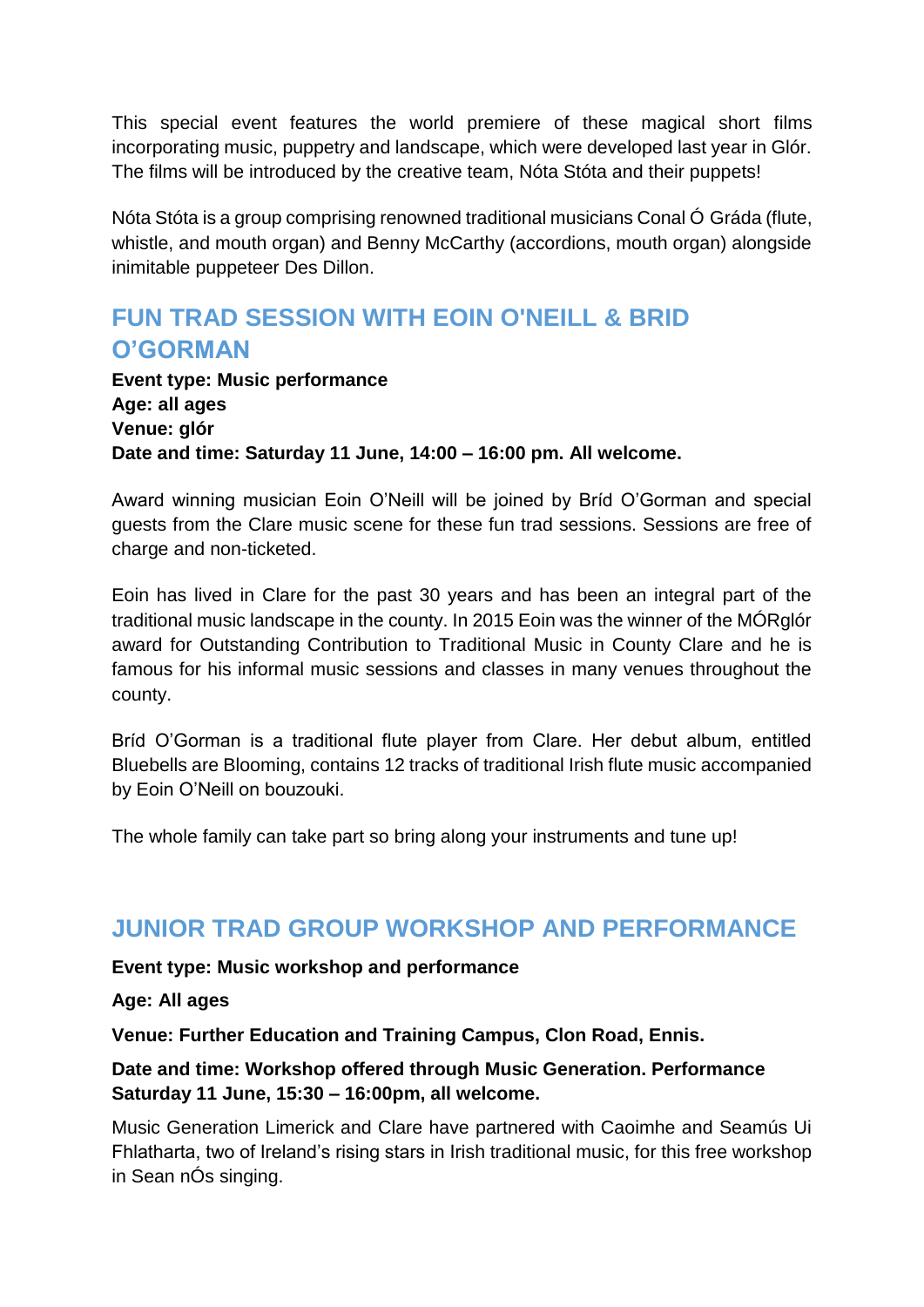This special event features the world premiere of these magical short films incorporating music, puppetry and landscape, which were developed last year in Glór. The films will be introduced by the creative team, Nóta Stóta and their puppets!

Nóta Stóta is a group comprising renowned traditional musicians Conal Ó Gráda (flute, whistle, and mouth organ) and Benny McCarthy (accordions, mouth organ) alongside inimitable puppeteer Des Dillon.

## FUN TRAD SESSION WITH EOIN O'NEILL & BRID O'GORMAN

**Event type: Music performance**
**Age: all ages**
**Venue: glór**
**Date and time: Saturday 11 June, 14:00 – 16:00 pm. All welcome.**

Award winning musician Eoin O'Neill will be joined by Bríd O'Gorman and special guests from the Clare music scene for these fun trad sessions. Sessions are free of charge and non-ticketed.

Eoin has lived in Clare for the past 30 years and has been an integral part of the traditional music landscape in the county. In 2015 Eoin was the winner of the MÓRglór award for Outstanding Contribution to Traditional Music in County Clare and he is famous for his informal music sessions and classes in many venues throughout the county.

Bríd O'Gorman is a traditional flute player from Clare. Her debut album, entitled Bluebells are Blooming, contains 12 tracks of traditional Irish flute music accompanied by Eoin O'Neill on bouzouki.

The whole family can take part so bring along your instruments and tune up!

## JUNIOR TRAD GROUP WORKSHOP AND PERFORMANCE

**Event type: Music workshop and performance**

**Age: All ages**

**Venue: Further Education and Training Campus, Clon Road, Ennis.**

**Date and time: Workshop offered through Music Generation. Performance Saturday 11 June, 15:30 – 16:00pm, all welcome.**

Music Generation Limerick and Clare have partnered with Caoimhe and Seamús Ui Fhlatharta, two of Ireland's rising stars in Irish traditional music, for this free workshop in Sean nÓs singing.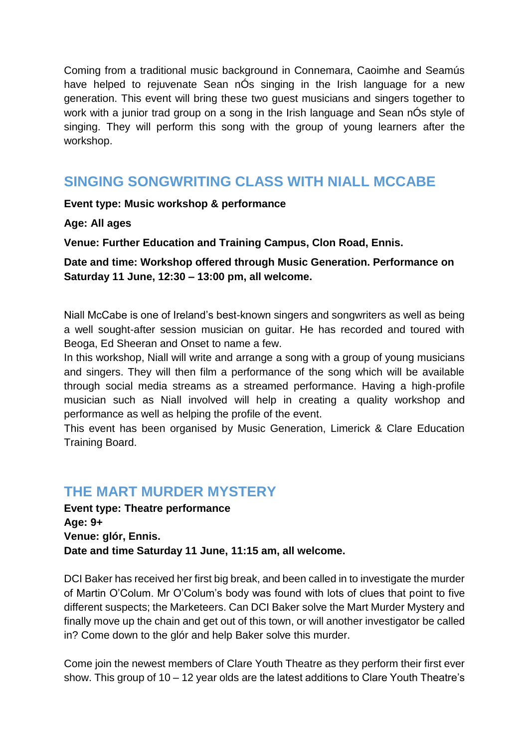Coming from a traditional music background in Connemara, Caoimhe and Seamús have helped to rejuvenate Sean nÓs singing in the Irish language for a new generation. This event will bring these two guest musicians and singers together to work with a junior trad group on a song in the Irish language and Sean nÓs style of singing. They will perform this song with the group of young learners after the workshop.

## SINGING SONGWRITING CLASS WITH NIALL MCCABE

**Event type: Music workshop & performance**

**Age: All ages**

**Venue: Further Education and Training Campus, Clon Road, Ennis.**

**Date and time: Workshop offered through Music Generation. Performance on Saturday 11 June, 12:30 – 13:00 pm, all welcome.**

Niall McCabe is one of Ireland's best-known singers and songwriters as well as being a well sought-after session musician on guitar. He has recorded and toured with Beoga, Ed Sheeran and Onset to name a few.
In this workshop, Niall will write and arrange a song with a group of young musicians and singers. They will then film a performance of the song which will be available through social media streams as a streamed performance. Having a high-profile musician such as Niall involved will help in creating a quality workshop and performance as well as helping the profile of the event.
This event has been organised by Music Generation, Limerick & Clare Education Training Board.

## THE MART MURDER MYSTERY

**Event type: Theatre performance**
**Age: 9+**
**Venue: glór, Ennis.**
**Date and time Saturday 11 June, 11:15 am, all welcome.**

DCI Baker has received her first big break, and been called in to investigate the murder of Martin O'Colum. Mr O'Colum's body was found with lots of clues that point to five different suspects; the Marketeers. Can DCI Baker solve the Mart Murder Mystery and finally move up the chain and get out of this town, or will another investigator be called in? Come down to the glór and help Baker solve this murder.

Come join the newest members of Clare Youth Theatre as they perform their first ever show. This group of 10 – 12 year olds are the latest additions to Clare Youth Theatre's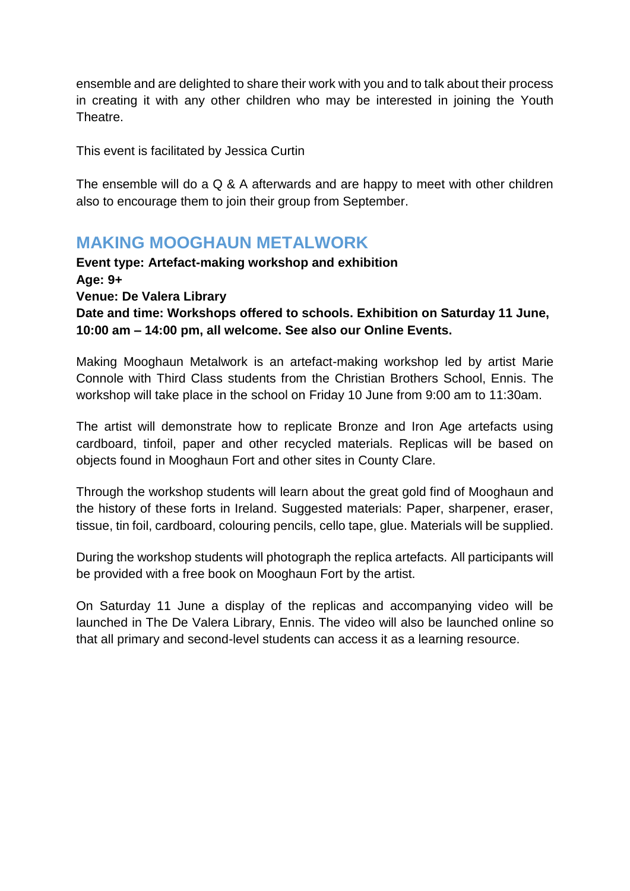ensemble and are delighted to share their work with you and to talk about their process in creating it with any other children who may be interested in joining the Youth Theatre.

This event is facilitated by Jessica Curtin

The ensemble will do a Q & A afterwards and are happy to meet with other children also to encourage them to join their group from September.

## MAKING MOOGHAUN METALWORK

**Event type: Artefact-making workshop and exhibition**
**Age: 9+**
**Venue: De Valera Library**
**Date and time: Workshops offered to schools. Exhibition on Saturday 11 June, 10:00 am – 14:00 pm, all welcome. See also our Online Events.**

Making Mooghaun Metalwork is an artefact-making workshop led by artist Marie Connole with Third Class students from the Christian Brothers School, Ennis. The workshop will take place in the school on Friday 10 June from 9:00 am to 11:30am.

The artist will demonstrate how to replicate Bronze and Iron Age artefacts using cardboard, tinfoil, paper and other recycled materials. Replicas will be based on objects found in Mooghaun Fort and other sites in County Clare.

Through the workshop students will learn about the great gold find of Mooghaun and the history of these forts in Ireland. Suggested materials: Paper, sharpener, eraser, tissue, tin foil, cardboard, colouring pencils, cello tape, glue. Materials will be supplied.

During the workshop students will photograph the replica artefacts. All participants will be provided with a free book on Mooghaun Fort by the artist.

On Saturday 11 June a display of the replicas and accompanying video will be launched in The De Valera Library, Ennis. The video will also be launched online so that all primary and second-level students can access it as a learning resource.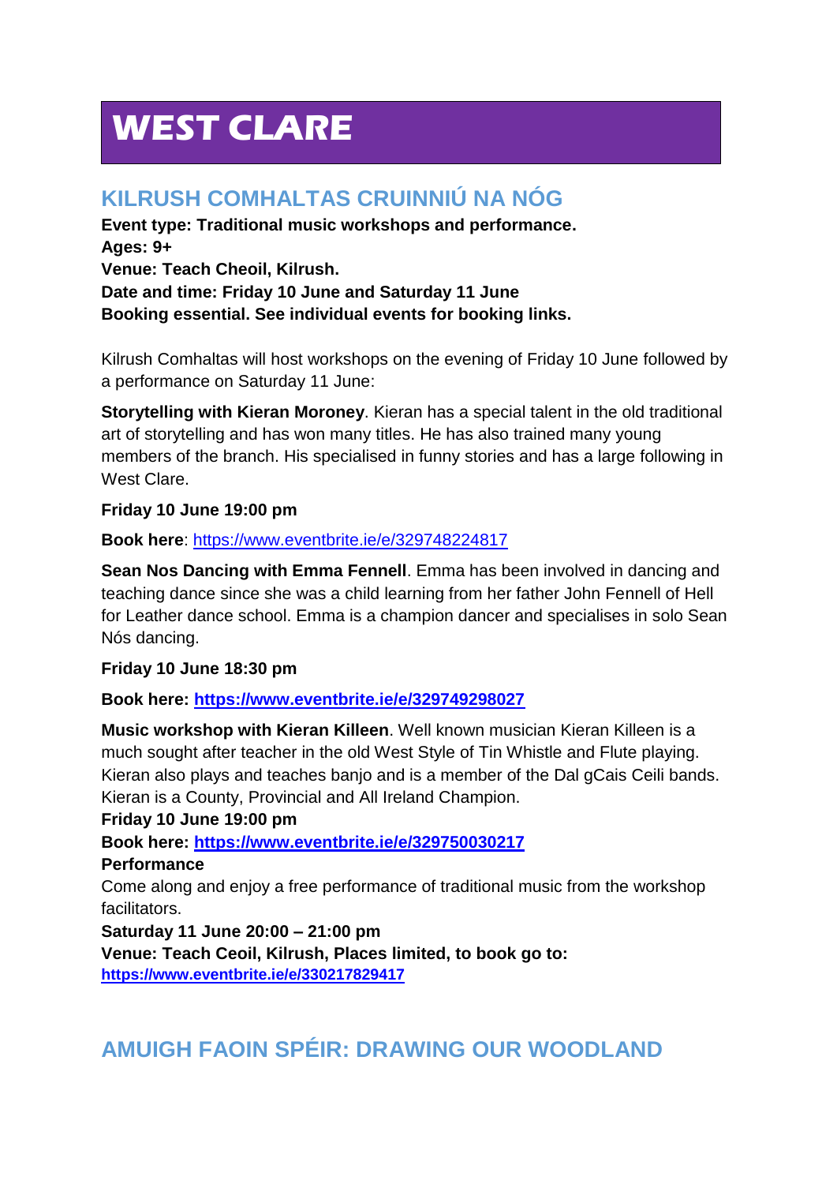# WEST CLARE

## KILRUSH COMHALTAS CRUINNIÚ NA NÓG

**Event type: Traditional music workshops and performance.**
**Ages: 9+**
**Venue: Teach Cheoil, Kilrush.**
**Date and time: Friday 10 June and Saturday 11 June**
**Booking essential. See individual events for booking links.**

Kilrush Comhaltas will host workshops on the evening of Friday 10 June followed by a performance on Saturday 11 June:

**Storytelling with Kieran Moroney**. Kieran has a special talent in the old traditional art of storytelling and has won many titles. He has also trained many young members of the branch. His specialised in funny stories and has a large following in West Clare.

**Friday 10 June 19:00 pm**

**Book here**: https://www.eventbrite.ie/e/329748224817

**Sean Nos Dancing with Emma Fennell**. Emma has been involved in dancing and teaching dance since she was a child learning from her father John Fennell of Hell for Leather dance school. Emma is a champion dancer and specialises in solo Sean Nós dancing.

**Friday 10 June 18:30 pm**

**Book here: https://www.eventbrite.ie/e/329749298027**

**Music workshop with Kieran Killeen**. Well known musician Kieran Killeen is a much sought after teacher in the old West Style of Tin Whistle and Flute playing. Kieran also plays and teaches banjo and is a member of the Dal gCais Ceili bands. Kieran is a County, Provincial and All Ireland Champion.
**Friday 10 June 19:00 pm**
**Book here: https://www.eventbrite.ie/e/329750030217**
**Performance**
Come along and enjoy a free performance of traditional music from the workshop facilitators.
**Saturday 11 June 20:00 – 21:00 pm**
**Venue: Teach Ceoil, Kilrush, Places limited, to book go to:**
**https://www.eventbrite.ie/e/330217829417**

## AMUIGH FAOIN SPÉIR: DRAWING OUR WOODLAND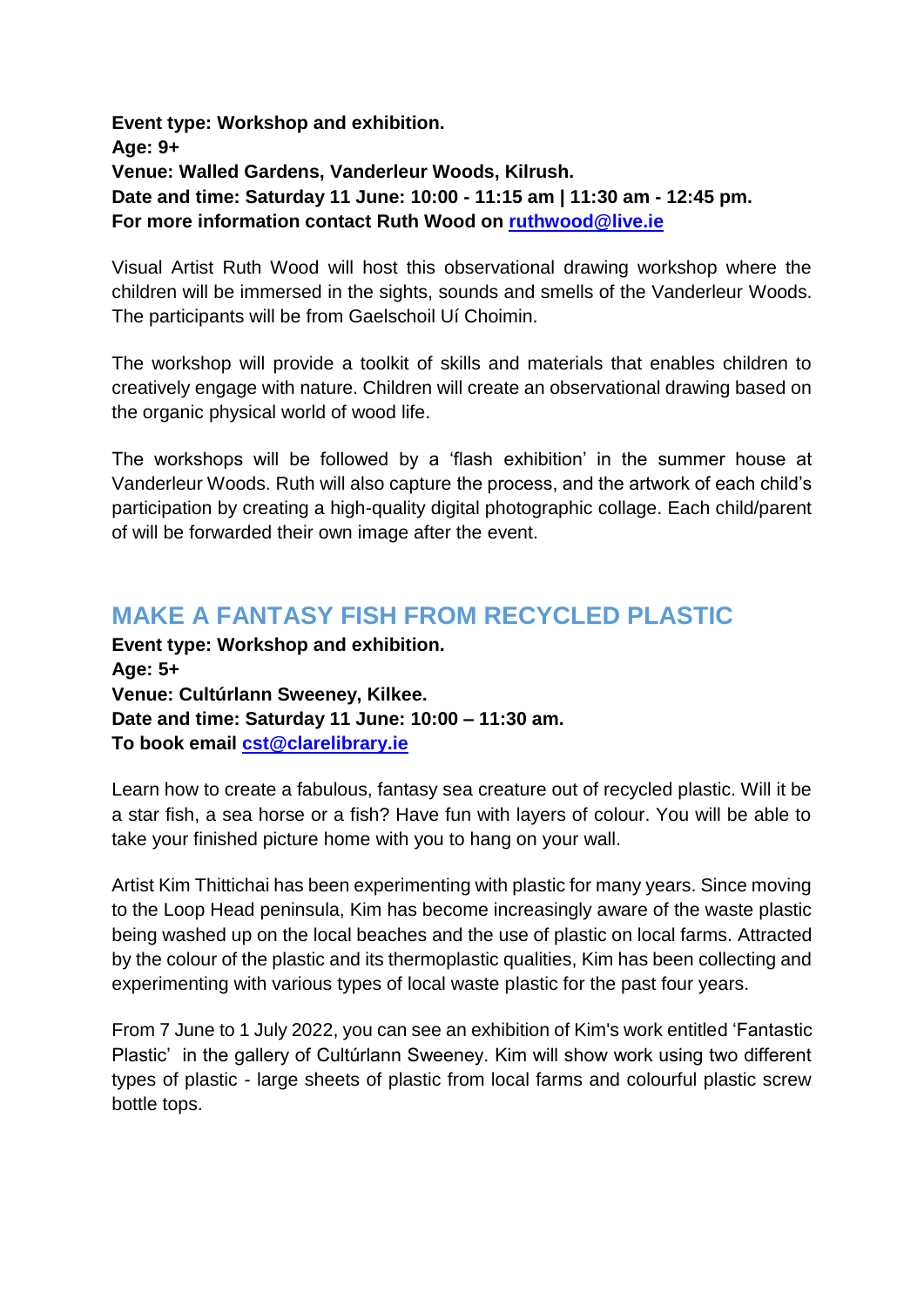**Event type: Workshop and exhibition.**
**Age: 9+**
**Venue: Walled Gardens, Vanderleur Woods, Kilrush.**
**Date and time: Saturday 11 June: 10:00 - 11:15 am | 11:30 am - 12:45 pm.**
**For more information contact Ruth Wood on [ruthwood@live.ie](mailto:ruthwood@live.ie)**

Visual Artist Ruth Wood will host this observational drawing workshop where the children will be immersed in the sights, sounds and smells of the Vanderleur Woods. The participants will be from Gaelschoil Uí Choimin.

The workshop will provide a toolkit of skills and materials that enables children to creatively engage with nature. Children will create an observational drawing based on the organic physical world of wood life.

The workshops will be followed by a 'flash exhibition' in the summer house at Vanderleur Woods. Ruth will also capture the process, and the artwork of each child's participation by creating a high-quality digital photographic collage. Each child/parent of will be forwarded their own image after the event.

## MAKE A FANTASY FISH FROM RECYCLED PLASTIC

**Event type: Workshop and exhibition.**
**Age: 5+**
**Venue: Cultúrlann Sweeney, Kilkee.**
**Date and time: Saturday 11 June: 10:00 – 11:30 am.**
**To book email [cst@clarelibrary.ie](mailto:cst@clarelibrary.ie)**

Learn how to create a fabulous, fantasy sea creature out of recycled plastic. Will it be a star fish, a sea horse or a fish? Have fun with layers of colour. You will be able to take your finished picture home with you to hang on your wall.

Artist Kim Thittichai has been experimenting with plastic for many years. Since moving to the Loop Head peninsula, Kim has become increasingly aware of the waste plastic being washed up on the local beaches and the use of plastic on local farms. Attracted by the colour of the plastic and its thermoplastic qualities, Kim has been collecting and experimenting with various types of local waste plastic for the past four years.

From 7 June to 1 July 2022, you can see an exhibition of Kim's work entitled 'Fantastic Plastic' in the gallery of Cultúrlann Sweeney. Kim will show work using two different types of plastic - large sheets of plastic from local farms and colourful plastic screw bottle tops.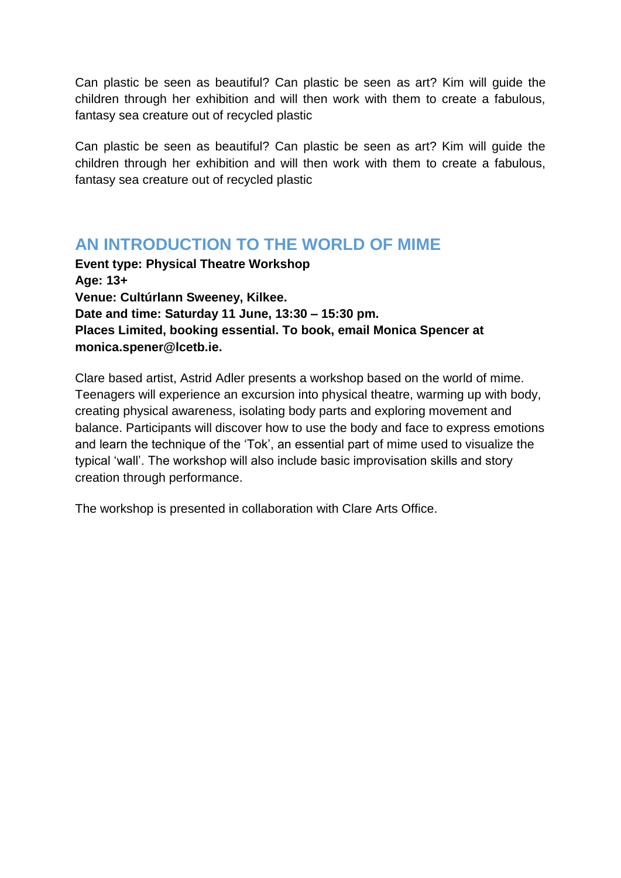Can plastic be seen as beautiful? Can plastic be seen as art? Kim will guide the children through her exhibition and will then work with them to create a fabulous, fantasy sea creature out of recycled plastic

Can plastic be seen as beautiful? Can plastic be seen as art? Kim will guide the children through her exhibition and will then work with them to create a fabulous, fantasy sea creature out of recycled plastic

## AN INTRODUCTION TO THE WORLD OF MIME

**Event type: Physical Theatre Workshop**
**Age: 13+**
**Venue: Cultúrlann Sweeney, Kilkee.**
**Date and time: Saturday 11 June, 13:30 – 15:30 pm.**
**Places Limited, booking essential. To book, email Monica Spencer at monica.spener@lcetb.ie.**

Clare based artist, Astrid Adler presents a workshop based on the world of mime. Teenagers will experience an excursion into physical theatre, warming up with body, creating physical awareness, isolating body parts and exploring movement and balance. Participants will discover how to use the body and face to express emotions and learn the technique of the 'Tok', an essential part of mime used to visualize the typical 'wall'. The workshop will also include basic improvisation skills and story creation through performance.

The workshop is presented in collaboration with Clare Arts Office.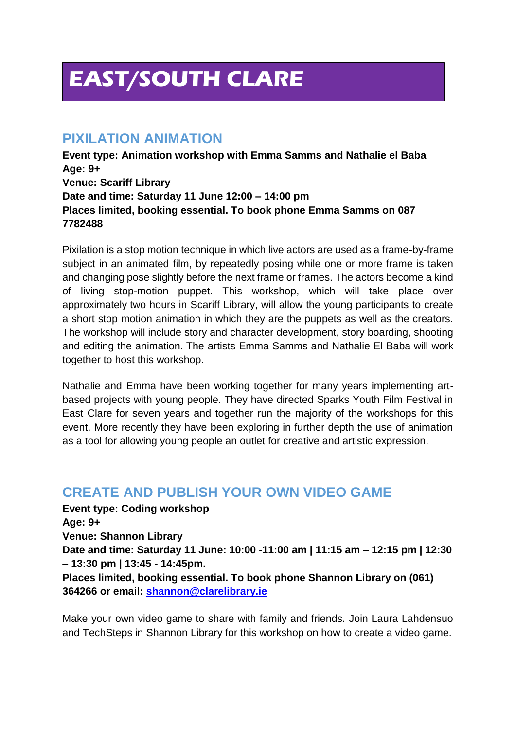# EAST/SOUTH CLARE

## PIXILATION ANIMATION

**Event type: Animation workshop with Emma Samms and Nathalie el Baba**
**Age: 9+**
**Venue: Scariff Library**
**Date and time: Saturday 11 June 12:00 – 14:00 pm**
**Places limited, booking essential. To book phone Emma Samms on 087 7782488**

Pixilation is a stop motion technique in which live actors are used as a frame-by-frame subject in an animated film, by repeatedly posing while one or more frame is taken and changing pose slightly before the next frame or frames. The actors become a kind of living stop-motion puppet. This workshop, which will take place over approximately two hours in Scariff Library, will allow the young participants to create a short stop motion animation in which they are the puppets as well as the creators. The workshop will include story and character development, story boarding, shooting and editing the animation. The artists Emma Samms and Nathalie El Baba will work together to host this workshop.

Nathalie and Emma have been working together for many years implementing art-based projects with young people. They have directed Sparks Youth Film Festival in East Clare for seven years and together run the majority of the workshops for this event. More recently they have been exploring in further depth the use of animation as a tool for allowing young people an outlet for creative and artistic expression.

## CREATE AND PUBLISH YOUR OWN VIDEO GAME

**Event type: Coding workshop**
**Age: 9+**
**Venue: Shannon Library**
**Date and time: Saturday 11 June: 10:00 -11:00 am | 11:15 am – 12:15 pm | 12:30 – 13:30 pm | 13:45 - 14:45pm.**
**Places limited, booking essential. To book phone Shannon Library on (061) 364266 or email: [shannon@clarelibrary.ie](mailto:shannon@clarelibrary.ie)**

Make your own video game to share with family and friends. Join Laura Lahdensuo and TechSteps in Shannon Library for this workshop on how to create a video game.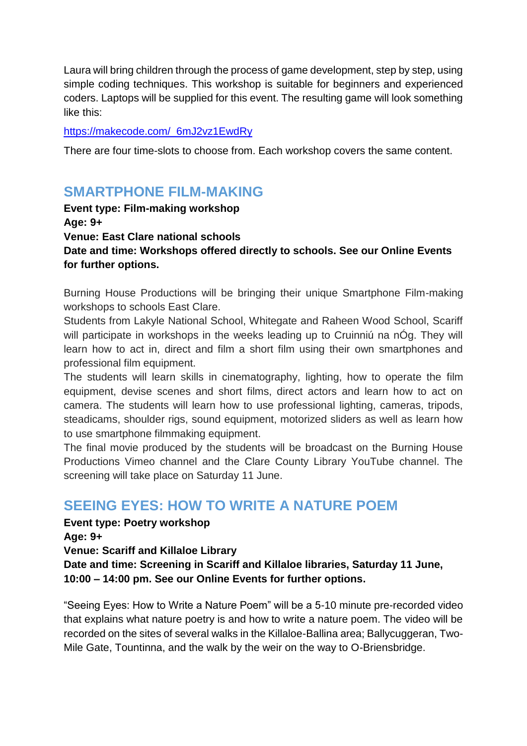Laura will bring children through the process of game development, step by step, using simple coding techniques. This workshop is suitable for beginners and experienced coders. Laptops will be supplied for this event. The resulting game will look something like this:

https://makecode.com/_6mJ2vz1EwdRy

There are four time-slots to choose from. Each workshop covers the same content.

## SMARTPHONE FILM-MAKING

**Event type: Film-making workshop**
**Age: 9+**
**Venue: East Clare national schools**
**Date and time: Workshops offered directly to schools. See our Online Events for further options.**

Burning House Productions will be bringing their unique Smartphone Film-making workshops to schools East Clare.
Students from Lakyle National School, Whitegate and Raheen Wood School, Scariff will participate in workshops in the weeks leading up to Cruinniú na nÓg. They will learn how to act in, direct and film a short film using their own smartphones and professional film equipment.
The students will learn skills in cinematography, lighting, how to operate the film equipment, devise scenes and short films, direct actors and learn how to act on camera. The students will learn how to use professional lighting, cameras, tripods, steadicams, shoulder rigs, sound equipment, motorized sliders as well as learn how to use smartphone filmmaking equipment.
The final movie produced by the students will be broadcast on the Burning House Productions Vimeo channel and the Clare County Library YouTube channel. The screening will take place on Saturday 11 June.

## SEEING EYES: HOW TO WRITE A NATURE POEM

**Event type: Poetry workshop**
**Age: 9+**
**Venue: Scariff and Killaloe Library**
**Date and time: Screening in Scariff and Killaloe libraries, Saturday 11 June, 10:00 – 14:00 pm. See our Online Events for further options.**

"Seeing Eyes: How to Write a Nature Poem" will be a 5-10 minute pre-recorded video that explains what nature poetry is and how to write a nature poem. The video will be recorded on the sites of several walks in the Killaloe-Ballina area; Ballycuggeran, Two-Mile Gate, Tountinna, and the walk by the weir on the way to O-Briensbridge.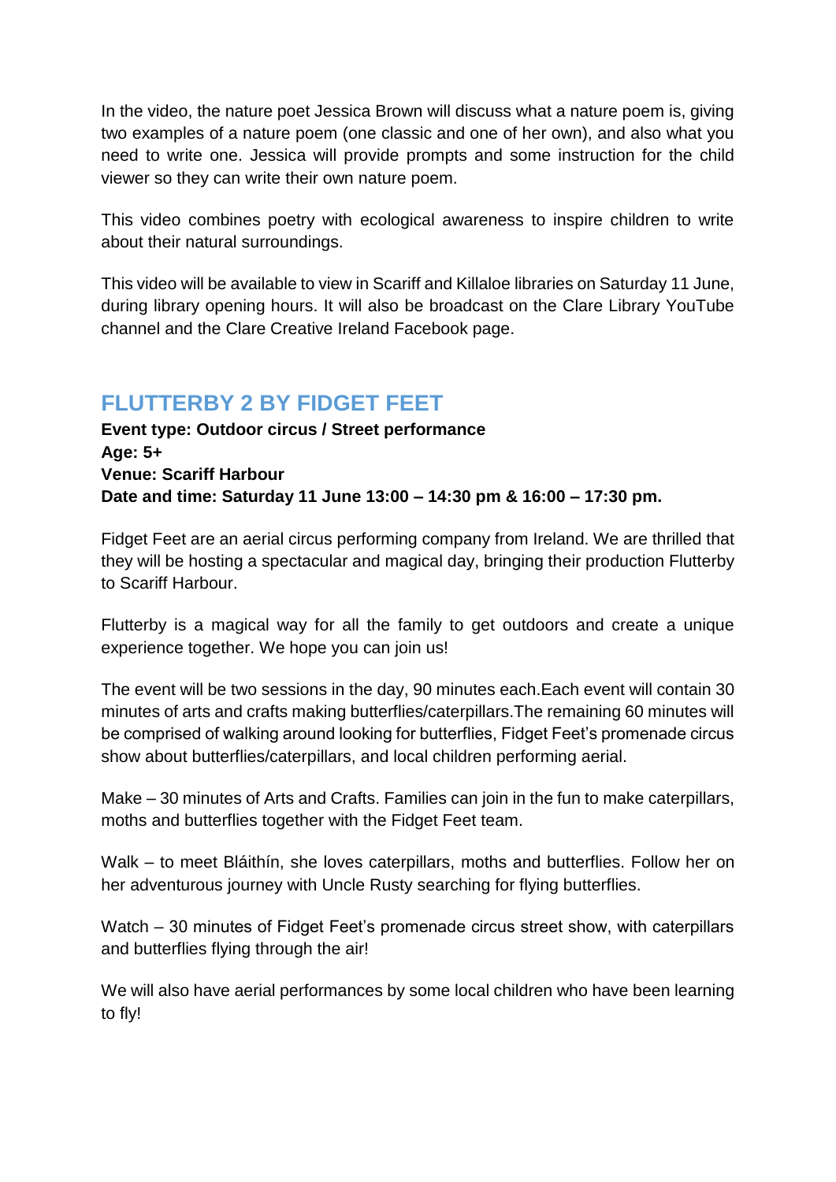In the video, the nature poet Jessica Brown will discuss what a nature poem is, giving two examples of a nature poem (one classic and one of her own), and also what you need to write one. Jessica will provide prompts and some instruction for the child viewer so they can write their own nature poem.

This video combines poetry with ecological awareness to inspire children to write about their natural surroundings.

This video will be available to view in Scariff and Killaloe libraries on Saturday 11 June, during library opening hours. It will also be broadcast on the Clare Library YouTube channel and the Clare Creative Ireland Facebook page.

## FLUTTERBY 2 BY FIDGET FEET

**Event type: Outdoor circus / Street performance**
**Age: 5+**
**Venue: Scariff Harbour**
**Date and time: Saturday 11 June 13:00 – 14:30 pm & 16:00 – 17:30 pm.**

Fidget Feet are an aerial circus performing company from Ireland. We are thrilled that they will be hosting a spectacular and magical day, bringing their production Flutterby to Scariff Harbour.

Flutterby is a magical way for all the family to get outdoors and create a unique experience together. We hope you can join us!

The event will be two sessions in the day, 90 minutes each.Each event will contain 30 minutes of arts and crafts making butterflies/caterpillars.The remaining 60 minutes will be comprised of walking around looking for butterflies, Fidget Feet's promenade circus show about butterflies/caterpillars, and local children performing aerial.

Make – 30 minutes of Arts and Crafts. Families can join in the fun to make caterpillars, moths and butterflies together with the Fidget Feet team.

Walk – to meet Bláithín, she loves caterpillars, moths and butterflies. Follow her on her adventurous journey with Uncle Rusty searching for flying butterflies.

Watch – 30 minutes of Fidget Feet's promenade circus street show, with caterpillars and butterflies flying through the air!

We will also have aerial performances by some local children who have been learning to fly!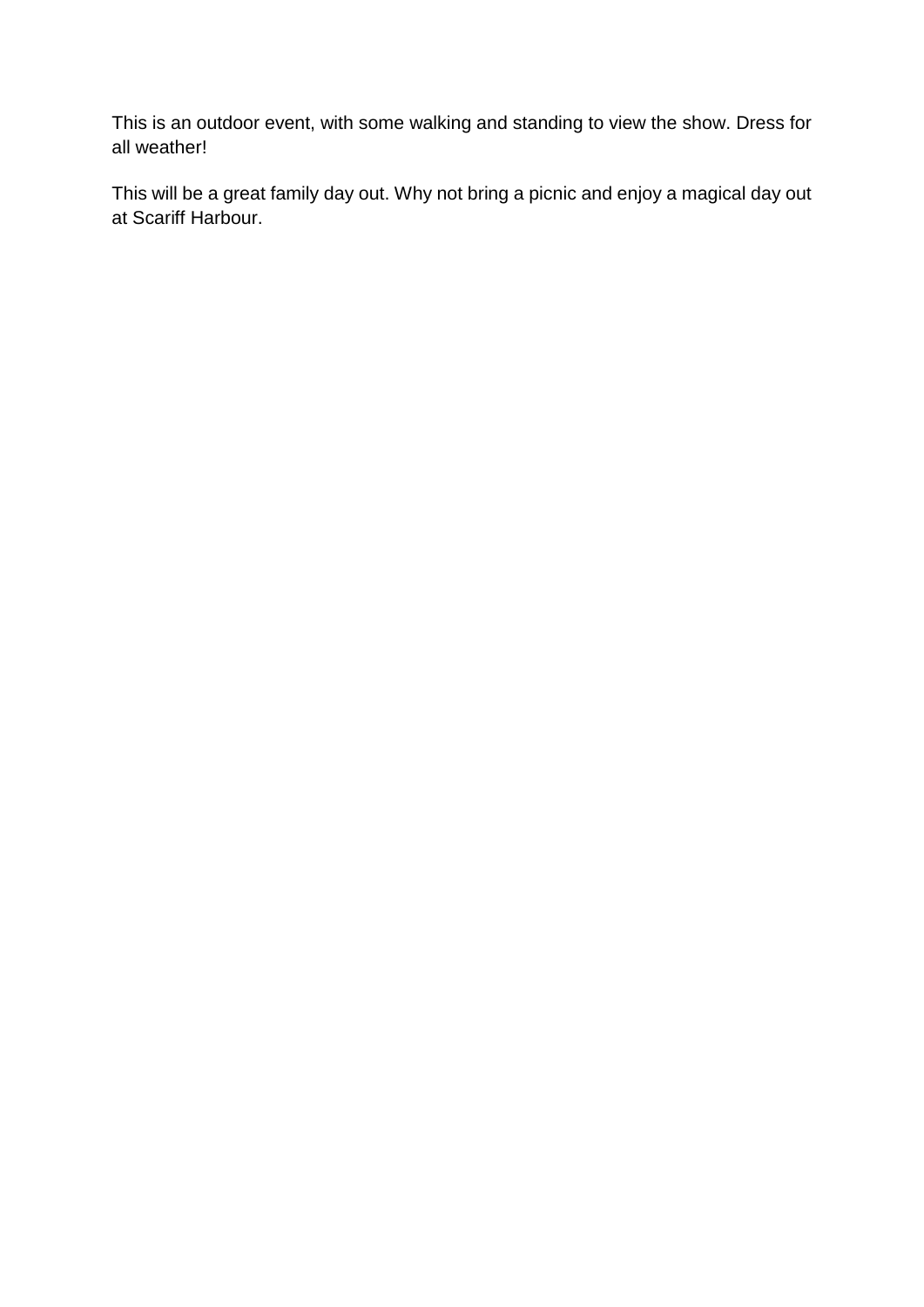This is an outdoor event, with some walking and standing to view the show. Dress for all weather!

This will be a great family day out. Why not bring a picnic and enjoy a magical day out at Scariff Harbour.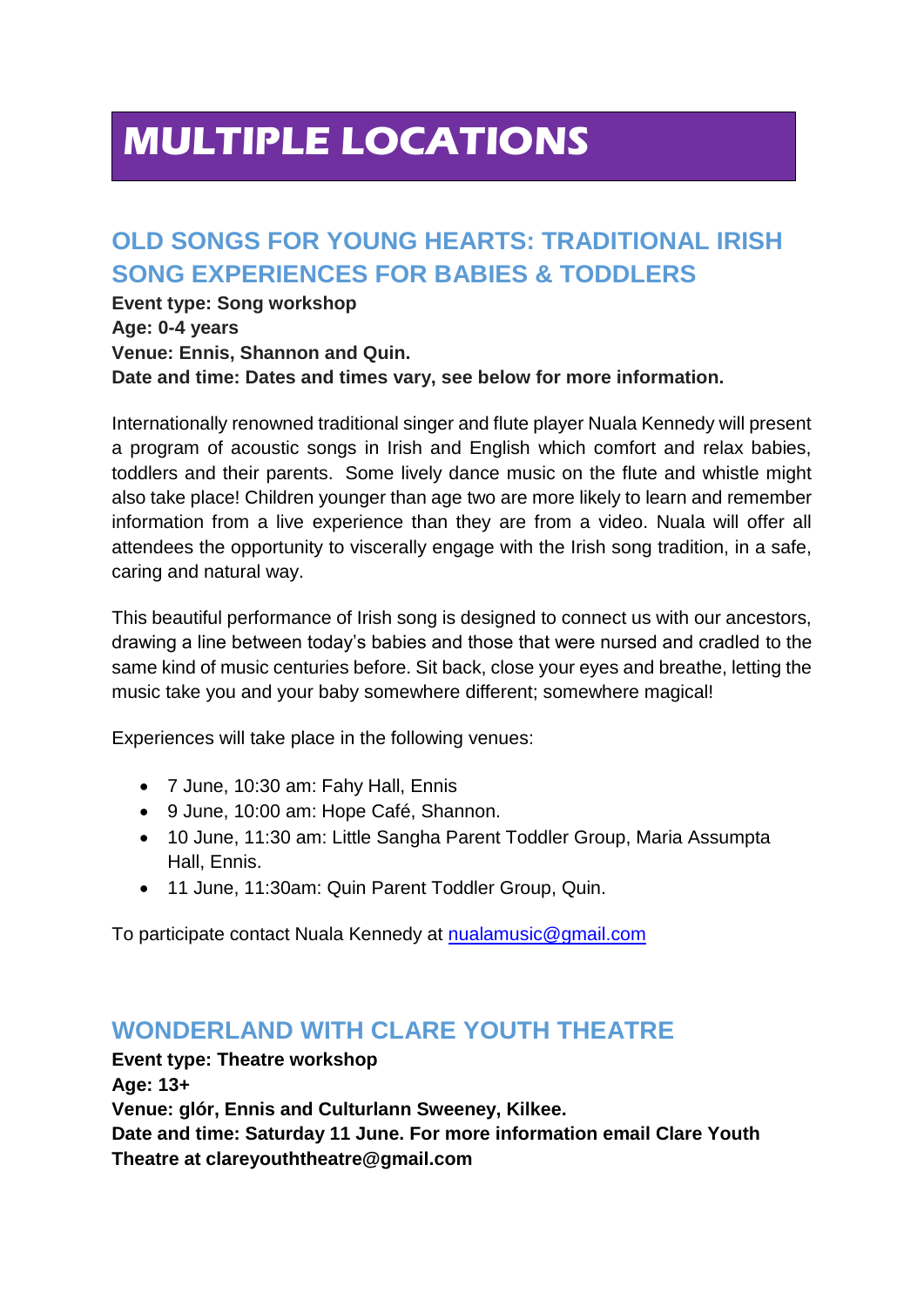# MULTIPLE LOCATIONS

## OLD SONGS FOR YOUNG HEARTS: TRADITIONAL IRISH SONG EXPERIENCES FOR BABIES & TODDLERS

**Event type: Song workshop**
**Age: 0-4 years**
**Venue: Ennis, Shannon and Quin.**
**Date and time: Dates and times vary, see below for more information.**

Internationally renowned traditional singer and flute player Nuala Kennedy will present a program of acoustic songs in Irish and English which comfort and relax babies, toddlers and their parents. Some lively dance music on the flute and whistle might also take place! Children younger than age two are more likely to learn and remember information from a live experience than they are from a video. Nuala will offer all attendees the opportunity to viscerally engage with the Irish song tradition, in a safe, caring and natural way.

This beautiful performance of Irish song is designed to connect us with our ancestors, drawing a line between today's babies and those that were nursed and cradled to the same kind of music centuries before. Sit back, close your eyes and breathe, letting the music take you and your baby somewhere different; somewhere magical!

Experiences will take place in the following venues:

- 7 June, 10:30 am: Fahy Hall, Ennis
- 9 June, 10:00 am: Hope Café, Shannon.
- 10 June, 11:30 am: Little Sangha Parent Toddler Group, Maria Assumpta Hall, Ennis.
- 11 June, 11:30am: Quin Parent Toddler Group, Quin.

To participate contact Nuala Kennedy at nualamusic@gmail.com

## WONDERLAND WITH CLARE YOUTH THEATRE

**Event type: Theatre workshop**
**Age: 13+**
**Venue: glór, Ennis and Culturlann Sweeney, Kilkee.**
**Date and time: Saturday 11 June. For more information email Clare Youth Theatre at clareyouththeatre@gmail.com**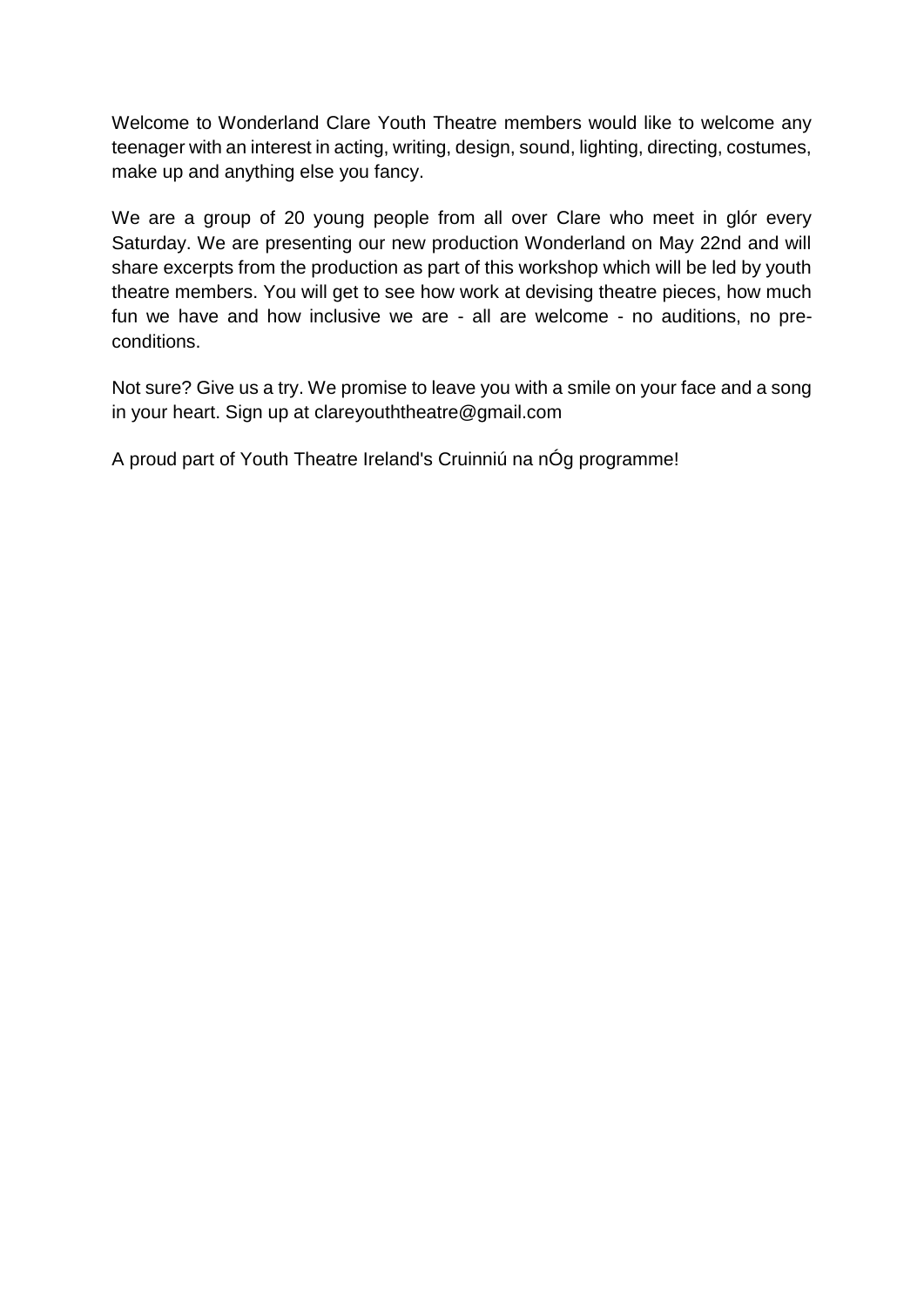Welcome to Wonderland Clare Youth Theatre members would like to welcome any teenager with an interest in acting, writing, design, sound, lighting, directing, costumes, make up and anything else you fancy.

We are a group of 20 young people from all over Clare who meet in glór every Saturday. We are presenting our new production Wonderland on May 22nd and will share excerpts from the production as part of this workshop which will be led by youth theatre members. You will get to see how work at devising theatre pieces, how much fun we have and how inclusive we are - all are welcome - no auditions, no pre-conditions.

Not sure? Give us a try. We promise to leave you with a smile on your face and a song in your heart. Sign up at clareyouththeatre@gmail.com

A proud part of Youth Theatre Ireland's Cruinniú na nÓg programme!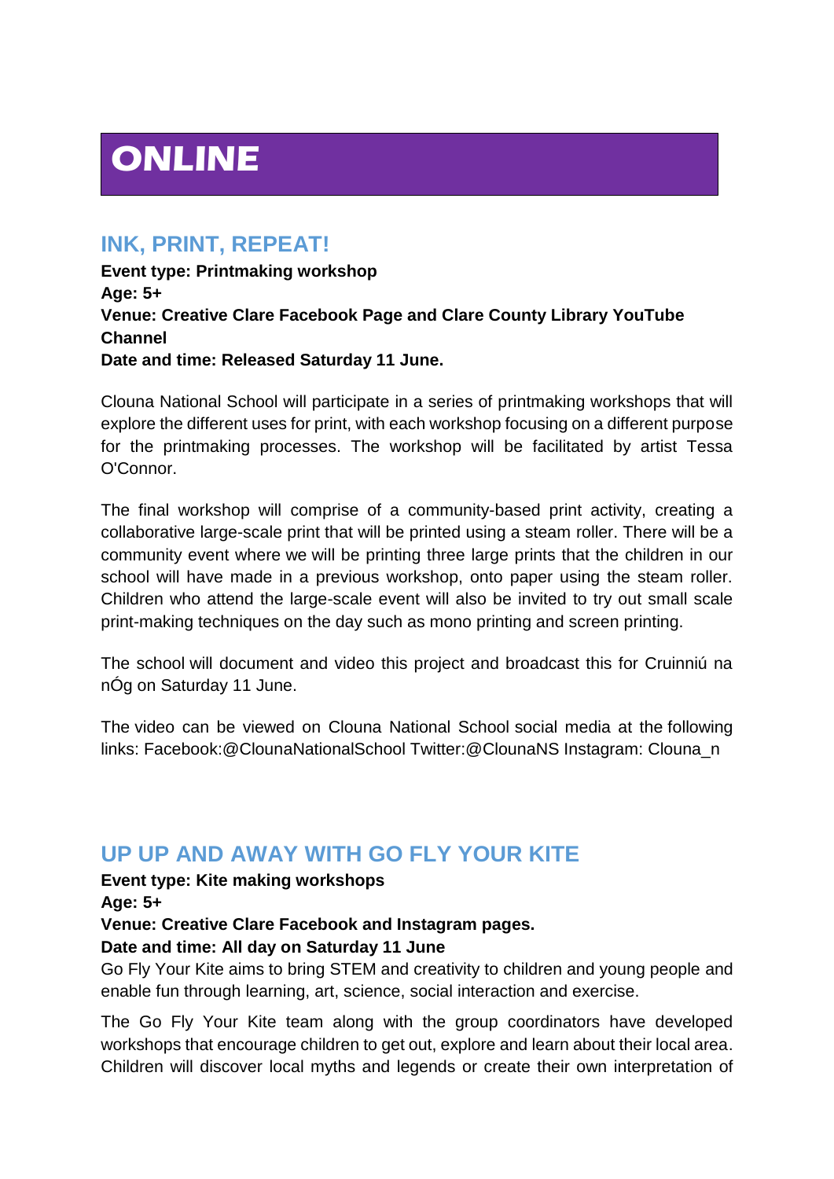# ONLINE

## INK, PRINT, REPEAT!

**Event type: Printmaking workshop**
**Age: 5+**
**Venue: Creative Clare Facebook Page and Clare County Library YouTube Channel**
**Date and time: Released Saturday 11 June.**

Clouna National School will participate in a series of printmaking workshops that will explore the different uses for print, with each workshop focusing on a different purpose for the printmaking processes. The workshop will be facilitated by artist Tessa O'Connor.

The final workshop will comprise of a community-based print activity, creating a collaborative large-scale print that will be printed using a steam roller. There will be a community event where we will be printing three large prints that the children in our school will have made in a previous workshop, onto paper using the steam roller. Children who attend the large-scale event will also be invited to try out small scale print-making techniques on the day such as mono printing and screen printing.

The school will document and video this project and broadcast this for Cruinniú na nÓg on Saturday 11 June.

The video can be viewed on Clouna National School social media at the following links: Facebook:@CloumaNationalSchool Twitter:@ClounaNS Instagram: Clouna_n

## UP UP AND AWAY WITH GO FLY YOUR KITE

**Event type: Kite making workshops**
**Age: 5+**
**Venue: Creative Clare Facebook and Instagram pages.**
**Date and time: All day on Saturday 11 June**

Go Fly Your Kite aims to bring STEM and creativity to children and young people and enable fun through learning, art, science, social interaction and exercise.

The Go Fly Your Kite team along with the group coordinators have developed workshops that encourage children to get out, explore and learn about their local area. Children will discover local myths and legends or create their own interpretation of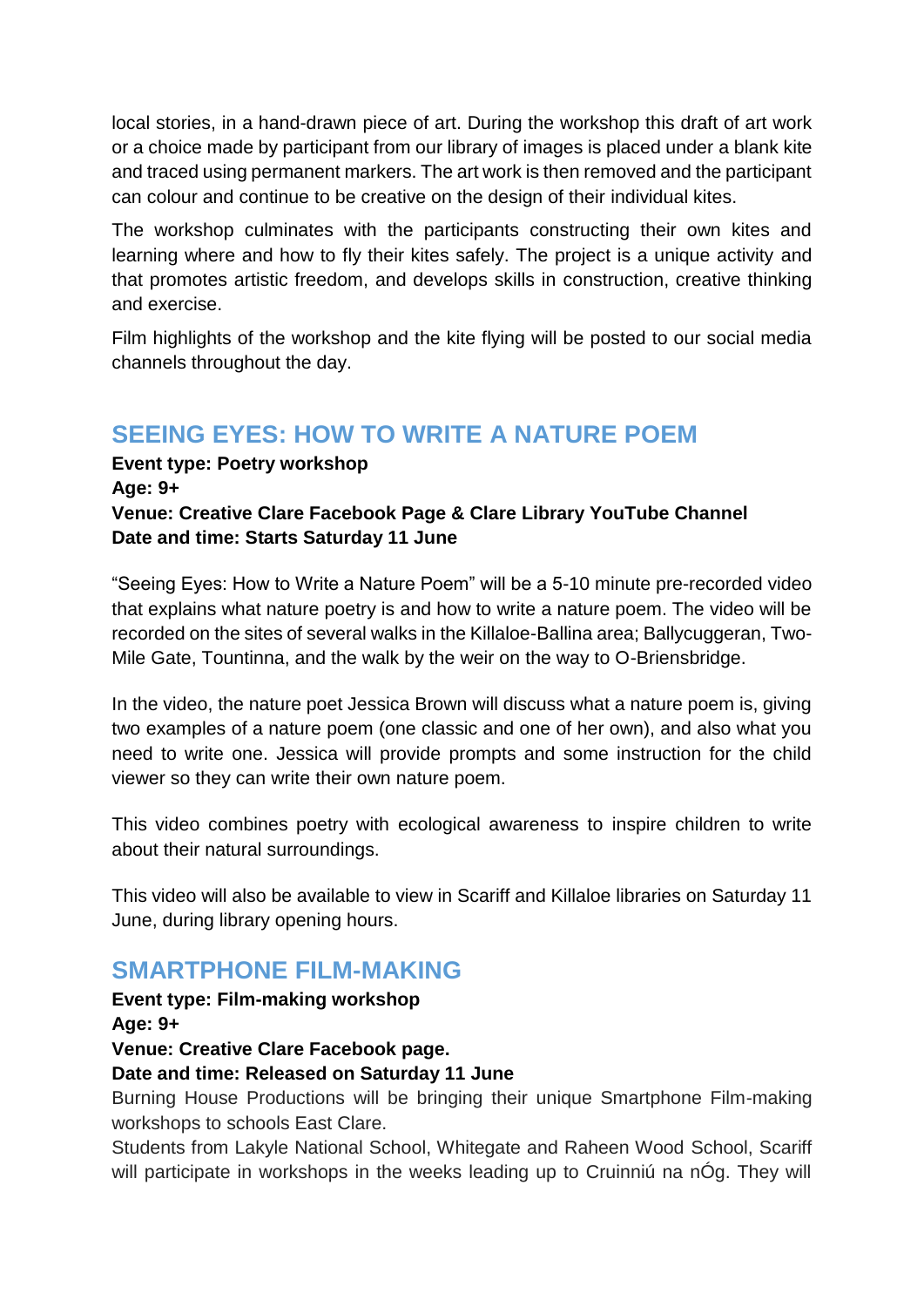local stories, in a hand-drawn piece of art. During the workshop this draft of art work or a choice made by participant from our library of images is placed under a blank kite and traced using permanent markers. The art work is then removed and the participant can colour and continue to be creative on the design of their individual kites.

The workshop culminates with the participants constructing their own kites and learning where and how to fly their kites safely. The project is a unique activity and that promotes artistic freedom, and develops skills in construction, creative thinking and exercise.

Film highlights of the workshop and the kite flying will be posted to our social media channels throughout the day.

## SEEING EYES: HOW TO WRITE A NATURE POEM

**Event type: Poetry workshop**
**Age: 9+**
**Venue: Creative Clare Facebook Page & Clare Library YouTube Channel**
**Date and time: Starts Saturday 11 June**

"Seeing Eyes: How to Write a Nature Poem" will be a 5-10 minute pre-recorded video that explains what nature poetry is and how to write a nature poem. The video will be recorded on the sites of several walks in the Killaloe-Ballina area; Ballycuggeran, Two-Mile Gate, Tountinna, and the walk by the weir on the way to O-Briensbridge.

In the video, the nature poet Jessica Brown will discuss what a nature poem is, giving two examples of a nature poem (one classic and one of her own), and also what you need to write one. Jessica will provide prompts and some instruction for the child viewer so they can write their own nature poem.

This video combines poetry with ecological awareness to inspire children to write about their natural surroundings.

This video will also be available to view in Scariff and Killaloe libraries on Saturday 11 June, during library opening hours.

## SMARTPHONE FILM-MAKING

**Event type: Film-making workshop**
**Age: 9+**
**Venue: Creative Clare Facebook page.**
**Date and time: Released on Saturday 11 June**

Burning House Productions will be bringing their unique Smartphone Film-making workshops to schools East Clare.

Students from Lakyle National School, Whitegate and Raheen Wood School, Scariff will participate in workshops in the weeks leading up to Cruinniú na nÓg. They will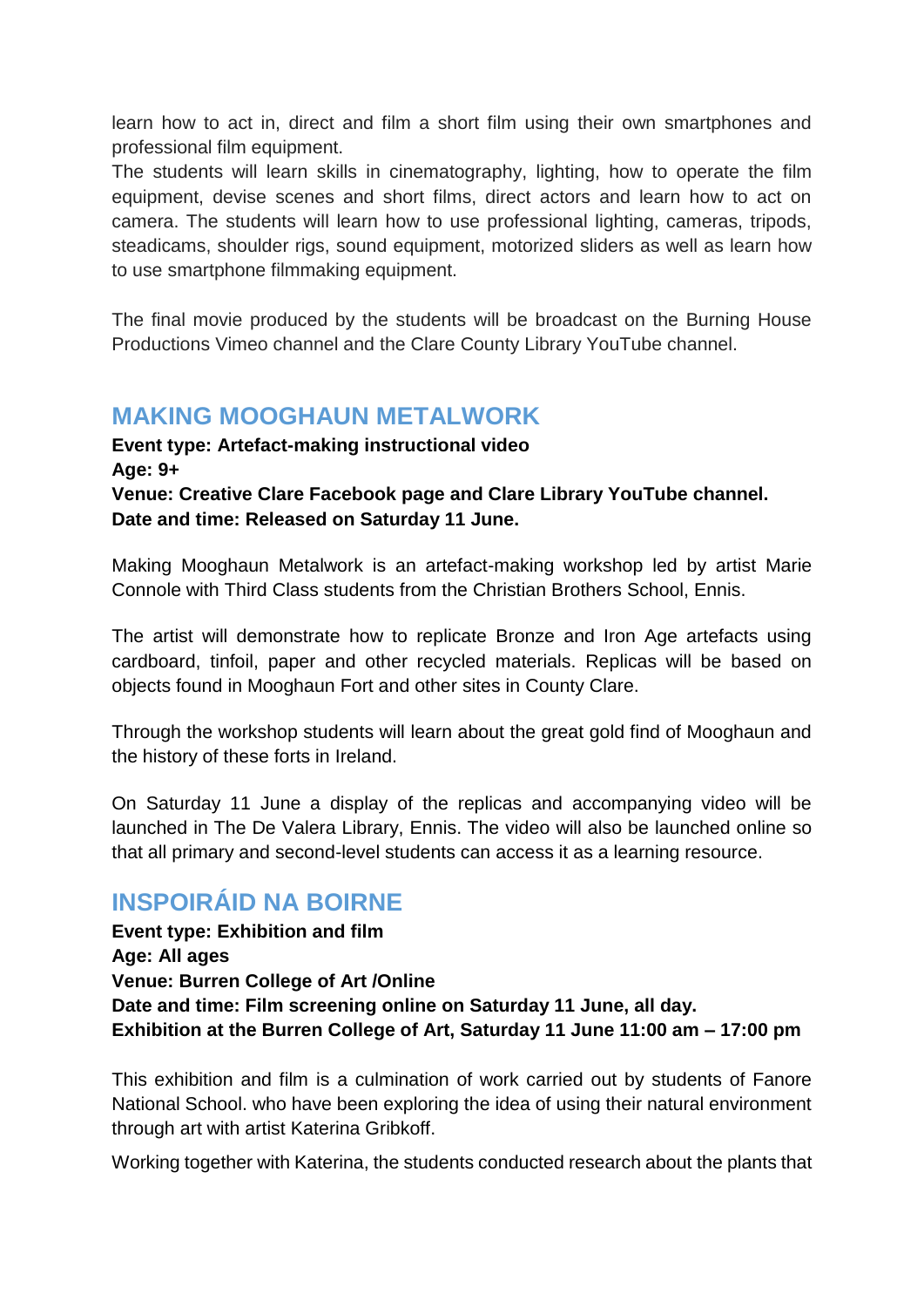learn how to act in, direct and film a short film using their own smartphones and professional film equipment.
The students will learn skills in cinematography, lighting, how to operate the film equipment, devise scenes and short films, direct actors and learn how to act on camera. The students will learn how to use professional lighting, cameras, tripods, steadicams, shoulder rigs, sound equipment, motorized sliders as well as learn how to use smartphone filmmaking equipment.

The final movie produced by the students will be broadcast on the Burning House Productions Vimeo channel and the Clare County Library YouTube channel.

## MAKING MOOGHAUN METALWORK

**Event type: Artefact-making instructional video**
**Age: 9+**
**Venue: Creative Clare Facebook page and Clare Library YouTube channel.**
**Date and time: Released on Saturday 11 June.**

Making Mooghaun Metalwork is an artefact-making workshop led by artist Marie Connole with Third Class students from the Christian Brothers School, Ennis.

The artist will demonstrate how to replicate Bronze and Iron Age artefacts using cardboard, tinfoil, paper and other recycled materials. Replicas will be based on objects found in Mooghaun Fort and other sites in County Clare.

Through the workshop students will learn about the great gold find of Mooghaun and the history of these forts in Ireland.

On Saturday 11 June a display of the replicas and accompanying video will be launched in The De Valera Library, Ennis. The video will also be launched online so that all primary and second-level students can access it as a learning resource.

## INSPOIRÁID NA BOIRNE

**Event type: Exhibition and film**
**Age: All ages**
**Venue: Burren College of Art /Online**
**Date and time: Film screening online on Saturday 11 June, all day.**
**Exhibition at the Burren College of Art, Saturday 11 June 11:00 am – 17:00 pm**

This exhibition and film is a culmination of work carried out by students of Fanore National School. who have been exploring the idea of using their natural environment through art with artist Katerina Gribkoff.

Working together with Katerina, the students conducted research about the plants that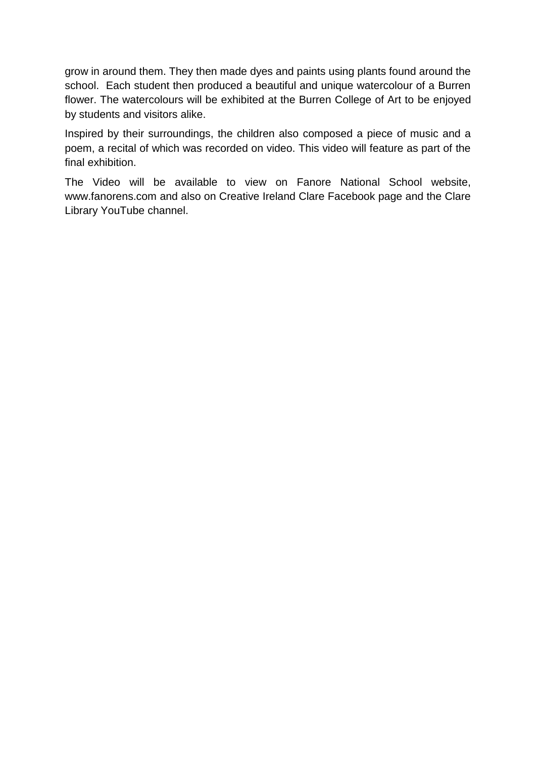grow in around them. They then made dyes and paints using plants found around the school. Each student then produced a beautiful and unique watercolour of a Burren flower. The watercolours will be exhibited at the Burren College of Art to be enjoyed by students and visitors alike.

Inspired by their surroundings, the children also composed a piece of music and a poem, a recital of which was recorded on video. This video will feature as part of the final exhibition.

The Video will be available to view on Fanore National School website, www.fanorens.com and also on Creative Ireland Clare Facebook page and the Clare Library YouTube channel.